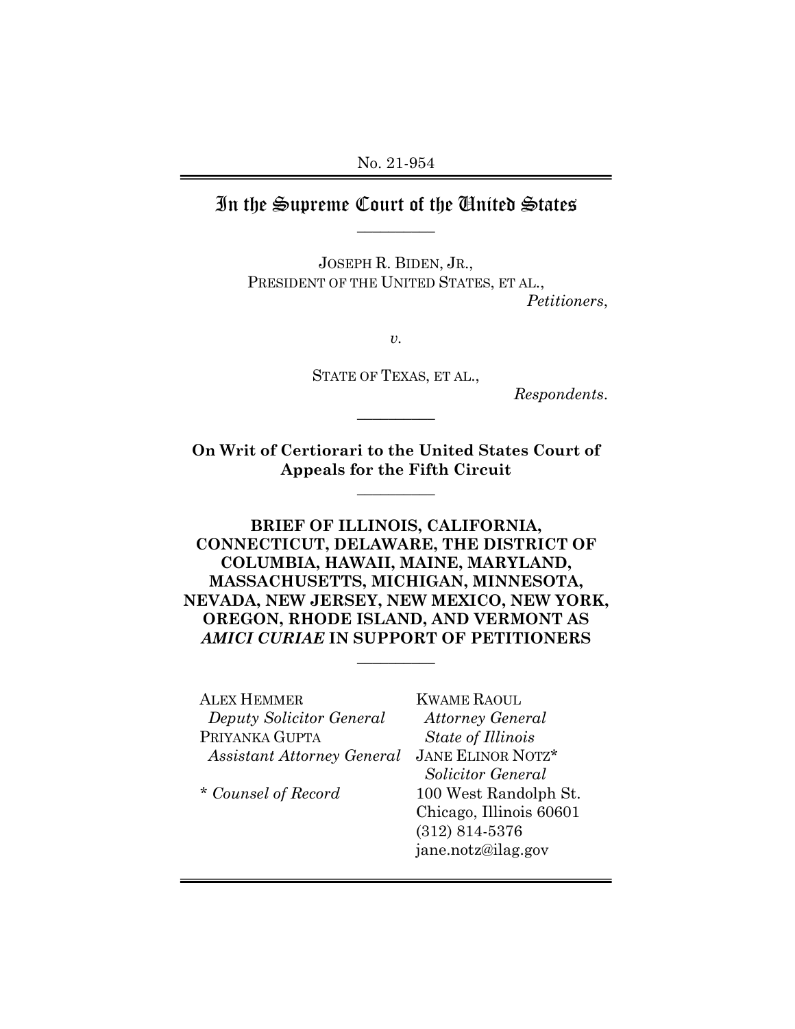No. 21-954

# In the Supreme Court of the United States

---

JOSEPH R. BIDEN, JR.,
PRESIDENT OF THE UNITED STATES, ET AL.,
*Petitioners*,

*v.*

STATE OF TEXAS, ET AL.,
*Respondents*.

---

**On Writ of Certiorari to the United States Court of Appeals for the Fifth Circuit**

---

**BRIEF OF ILLINOIS, CALIFORNIA, CONNECTICUT, DELAWARE, THE DISTRICT OF COLUMBIA, HAWAII, MAINE, MARYLAND, MASSACHUSETTS, MICHIGAN, MINNESOTA, NEVADA, NEW JERSEY, NEW MEXICO, NEW YORK, OREGON, RHODE ISLAND, AND VERMONT AS *AMICI CURIAE* IN SUPPORT OF PETITIONERS**

---

ALEX HEMMER
*Deputy Solicitor General*
PRIYANKA GUPTA
*Assistant Attorney General*

\* *Counsel of Record*

KWAME RAOUL
*Attorney General*
*State of Illinois*
JANE ELINOR NOTZ*
*Solicitor General*
100 West Randolph St.
Chicago, Illinois 60601
(312) 814-5376
jane.notz@ilag.gov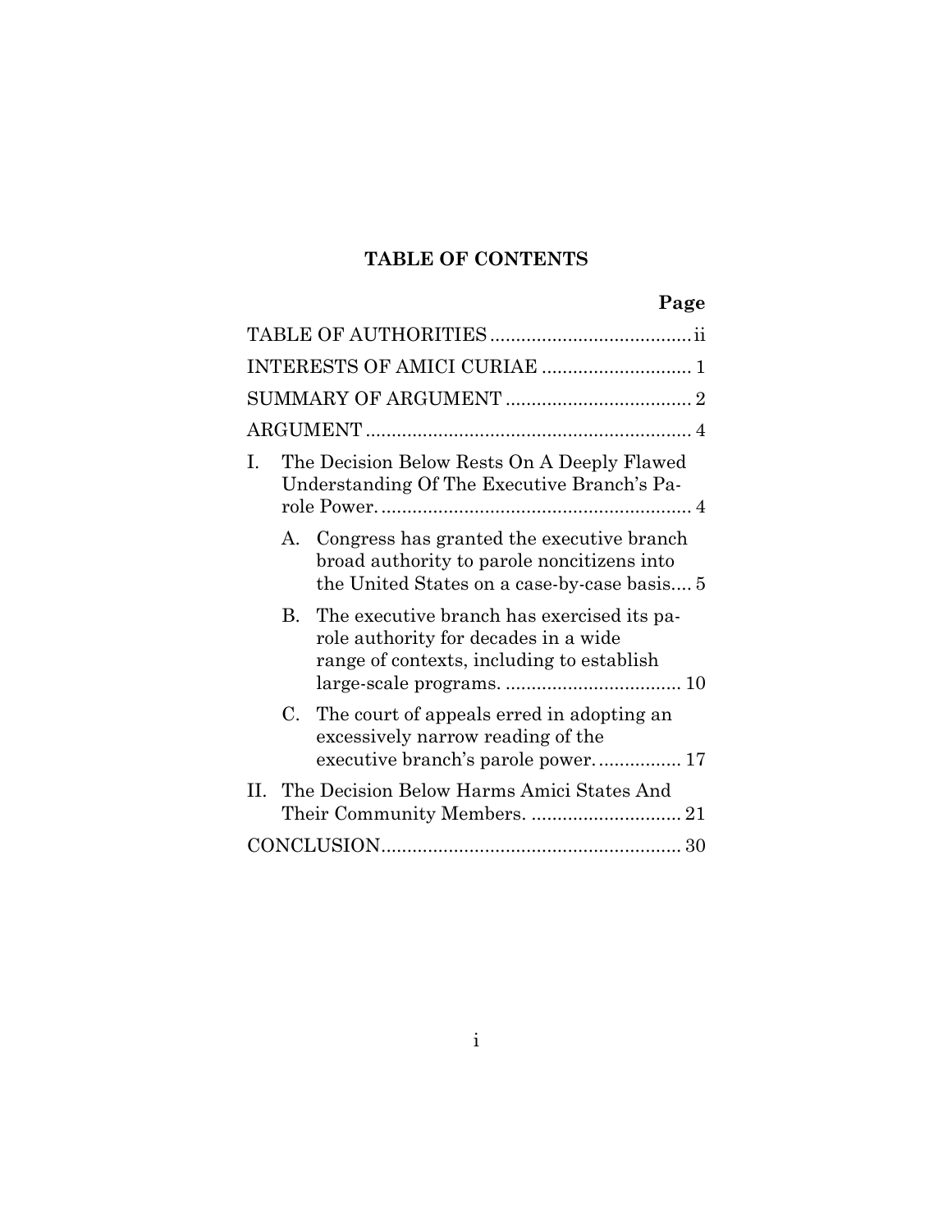## TABLE OF CONTENTS

| | Page |
|---|---|
| TABLE OF AUTHORITIES | ii |
| INTERESTS OF AMICI CURIAE | 1 |
| SUMMARY OF ARGUMENT | 2 |
| ARGUMENT | 4 |
| I. The Decision Below Rests On A Deeply Flawed Understanding Of The Executive Branch's Parole Power. | 4 |
| A. Congress has granted the executive branch broad authority to parole noncitizens into the United States on a case-by-case basis. | 5 |
| B. The executive branch has exercised its parole authority for decades in a wide range of contexts, including to establish large-scale programs. | 10 |
| C. The court of appeals erred in adopting an excessively narrow reading of the executive branch's parole power. | 17 |
| II. The Decision Below Harms Amici States And Their Community Members. | 21 |
| CONCLUSION | 30 |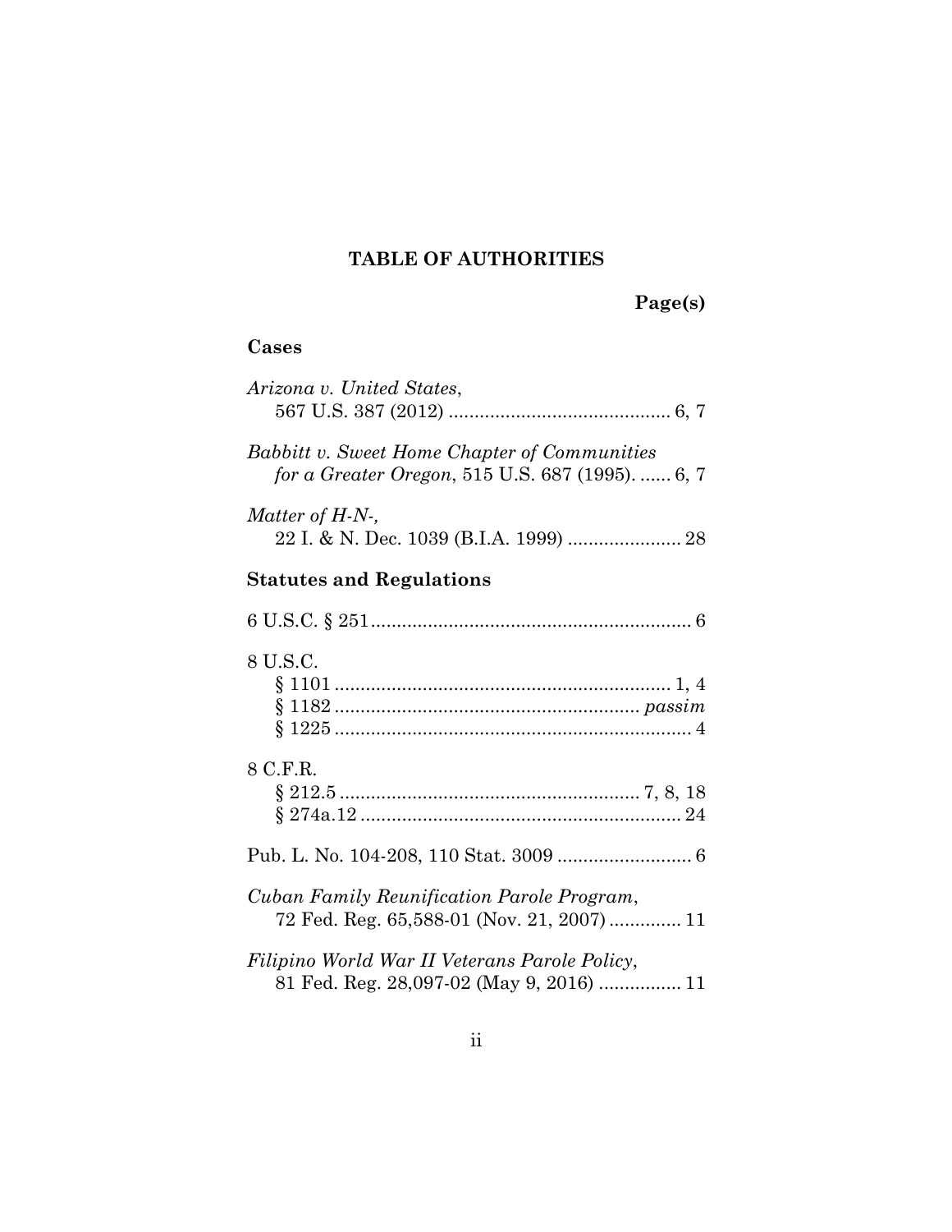## TABLE OF AUTHORITIES

**Page(s)**

### Cases

*Arizona v. United States*,
567 U.S. 387 (2012) .......................................... 6, 7

*Babbitt v. Sweet Home Chapter of Communities for a Greater Oregon*, 515 U.S. 687 (1995). ...... 6, 7

*Matter of H-N-*,
22 I. & N. Dec. 1039 (B.I.A. 1999) ...................... 28

### Statutes and Regulations

6 U.S.C. § 251 ............................................................. 6

8 U.S.C.
§ 1101 ................................................................ 1, 4
§ 1182 .......................................................... *passim*
§ 1225 .................................................................... 4

8 C.F.R.
§ 212.5 ......................................................... 7, 8, 18
§ 274a.12 ............................................................. 24

Pub. L. No. 104-208, 110 Stat. 3009 .......................... 6

*Cuban Family Reunification Parole Program*,
72 Fed. Reg. 65,588-01 (Nov. 21, 2007) ............. 11

*Filipino World War II Veterans Parole Policy*,
81 Fed. Reg. 28,097-02 (May 9, 2016) ................ 11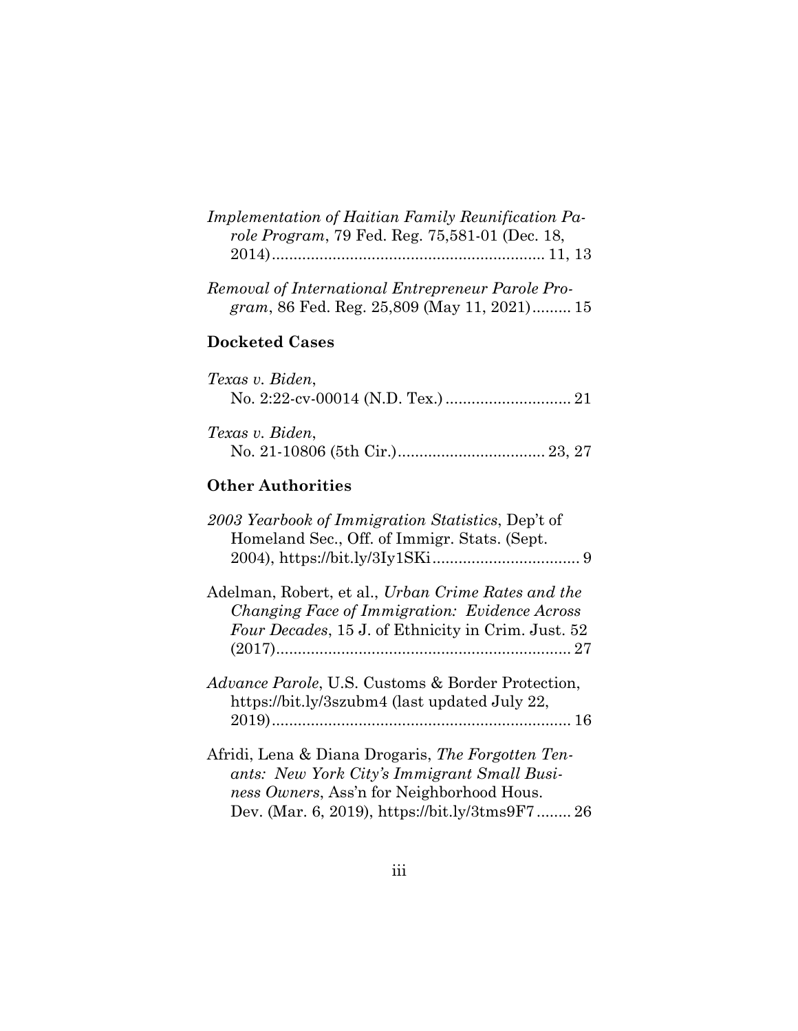*Implementation of Haitian Family Reunification Parole Program*, 79 Fed. Reg. 75,581-01 (Dec. 18, 2014)............................................................... 11, 13

*Removal of International Entrepreneur Parole Program*, 86 Fed. Reg. 25,809 (May 11, 2021)......... 15

### Docketed Cases

*Texas v. Biden*, No. 2:22-cv-00014 (N.D. Tex.) ............................ 21

*Texas v. Biden*, No. 21-10806 (5th Cir.).................................. 23, 27

### Other Authorities

*2003 Yearbook of Immigration Statistics*, Dep't of Homeland Sec., Off. of Immigr. Stats. (Sept. 2004), https://bit.ly/3Iy1SKi.................................. 9

Adelman, Robert, et al., *Urban Crime Rates and the Changing Face of Immigration: Evidence Across Four Decades*, 15 J. of Ethnicity in Crim. Just. 52 (2017).................................................................... 27

*Advance Parole*, U.S. Customs & Border Protection, https://bit.ly/3szubm4 (last updated July 22, 2019)..................................................................... 16

Afridi, Lena & Diana Drogaris, *The Forgotten Tenants: New York City's Immigrant Small Business Owners*, Ass'n for Neighborhood Hous. Dev. (Mar. 6, 2019), https://bit.ly/3tms9F7........ 26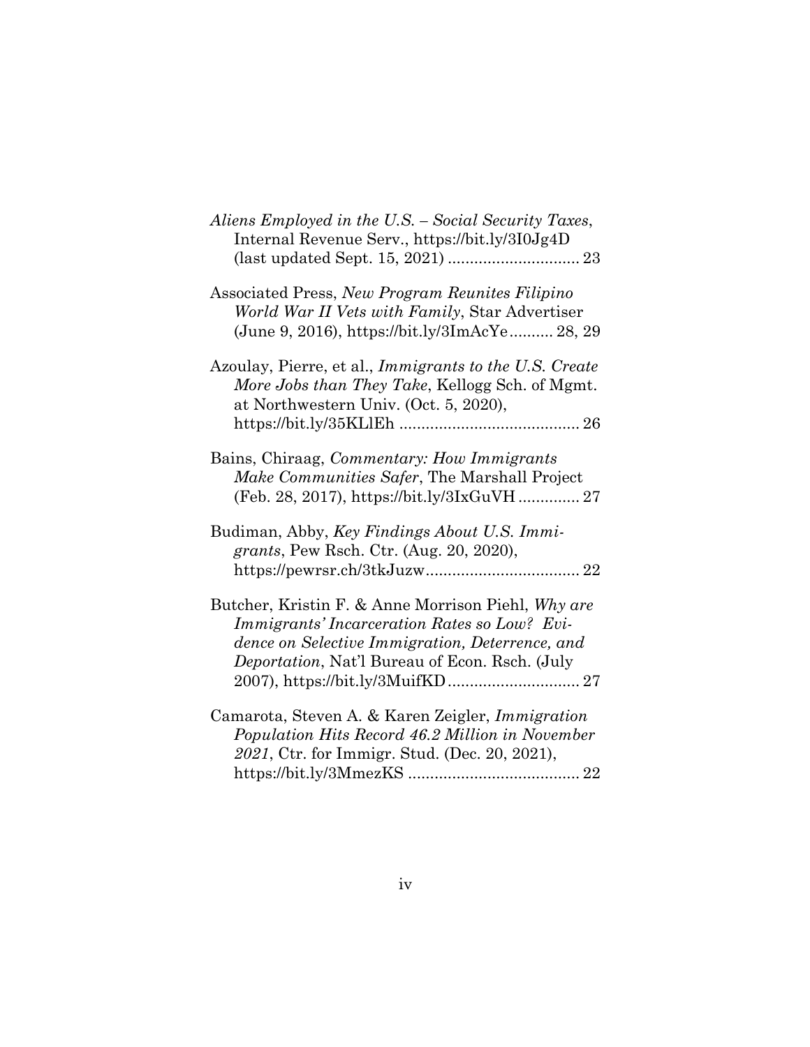*Aliens Employed in the U.S. – Social Security Taxes*, Internal Revenue Serv., https://bit.ly/3I0Jg4D (last updated Sept. 15, 2021) ............................. 23

Associated Press, *New Program Reunites Filipino World War II Vets with Family*, Star Advertiser (June 9, 2016), https://bit.ly/3ImAcYe.......... 28, 29

Azoulay, Pierre, et al., *Immigrants to the U.S. Create More Jobs than They Take*, Kellogg Sch. of Mgmt. at Northwestern Univ. (Oct. 5, 2020), https://bit.ly/35KLlEh ......................................... 26

Bains, Chiraag, *Commentary: How Immigrants Make Communities Safer*, The Marshall Project (Feb. 28, 2017), https://bit.ly/3IxGuVH .............. 27

Budiman, Abby, *Key Findings About U.S. Immigrants*, Pew Rsch. Ctr. (Aug. 20, 2020), https://pewrsr.ch/3tkJuzw................................... 22

Butcher, Kristin F. & Anne Morrison Piehl, *Why are Immigrants' Incarceration Rates so Low? Evidence on Selective Immigration, Deterrence, and Deportation*, Nat'l Bureau of Econ. Rsch. (July 2007), https://bit.ly/3MuifKD .............................. 27

Camarota, Steven A. & Karen Zeigler, *Immigration Population Hits Record 46.2 Million in November 2021*, Ctr. for Immigr. Stud. (Dec. 20, 2021), https://bit.ly/3MmezKS ....................................... 22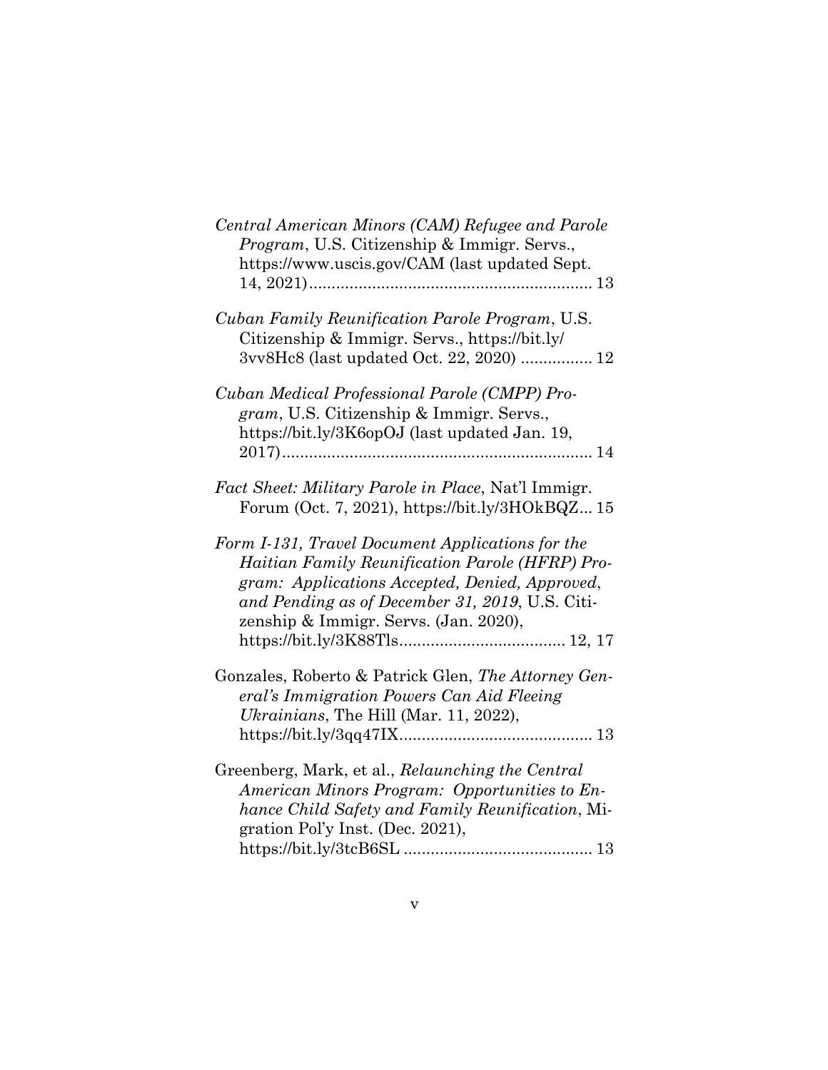*Central American Minors (CAM) Refugee and Parole Program*, U.S. Citizenship & Immigr. Servs., https://www.uscis.gov/CAM (last updated Sept. 14, 2021)............................................................... 13

*Cuban Family Reunification Parole Program*, U.S. Citizenship & Immigr. Servs., https://bit.ly/3vv8Hc8 (last updated Oct. 22, 2020) ................ 12

*Cuban Medical Professional Parole (CMPP) Program*, U.S. Citizenship & Immigr. Servs., https://bit.ly/3K6opOJ (last updated Jan. 19, 2017)..................................................................... 14

*Fact Sheet: Military Parole in Place*, Nat'l Immigr. Forum (Oct. 7, 2021), https://bit.ly/3HOkBQZ... 15

*Form I-131, Travel Document Applications for the Haitian Family Reunification Parole (HFRP) Program: Applications Accepted, Denied, Approved, and Pending as of December 31, 2019*, U.S. Citizenship & Immigr. Servs. (Jan. 2020), https://bit.ly/3K88Tls..................................... 12, 17

Gonzales, Roberto & Patrick Glen, *The Attorney General's Immigration Powers Can Aid Fleeing Ukrainians*, The Hill (Mar. 11, 2022), https://bit.ly/3qq47IX........................................... 13

Greenberg, Mark, et al., *Relaunching the Central American Minors Program: Opportunities to Enhance Child Safety and Family Reunification*, Migration Pol'y Inst. (Dec. 2021), https://bit.ly/3tcB6SL .......................................... 13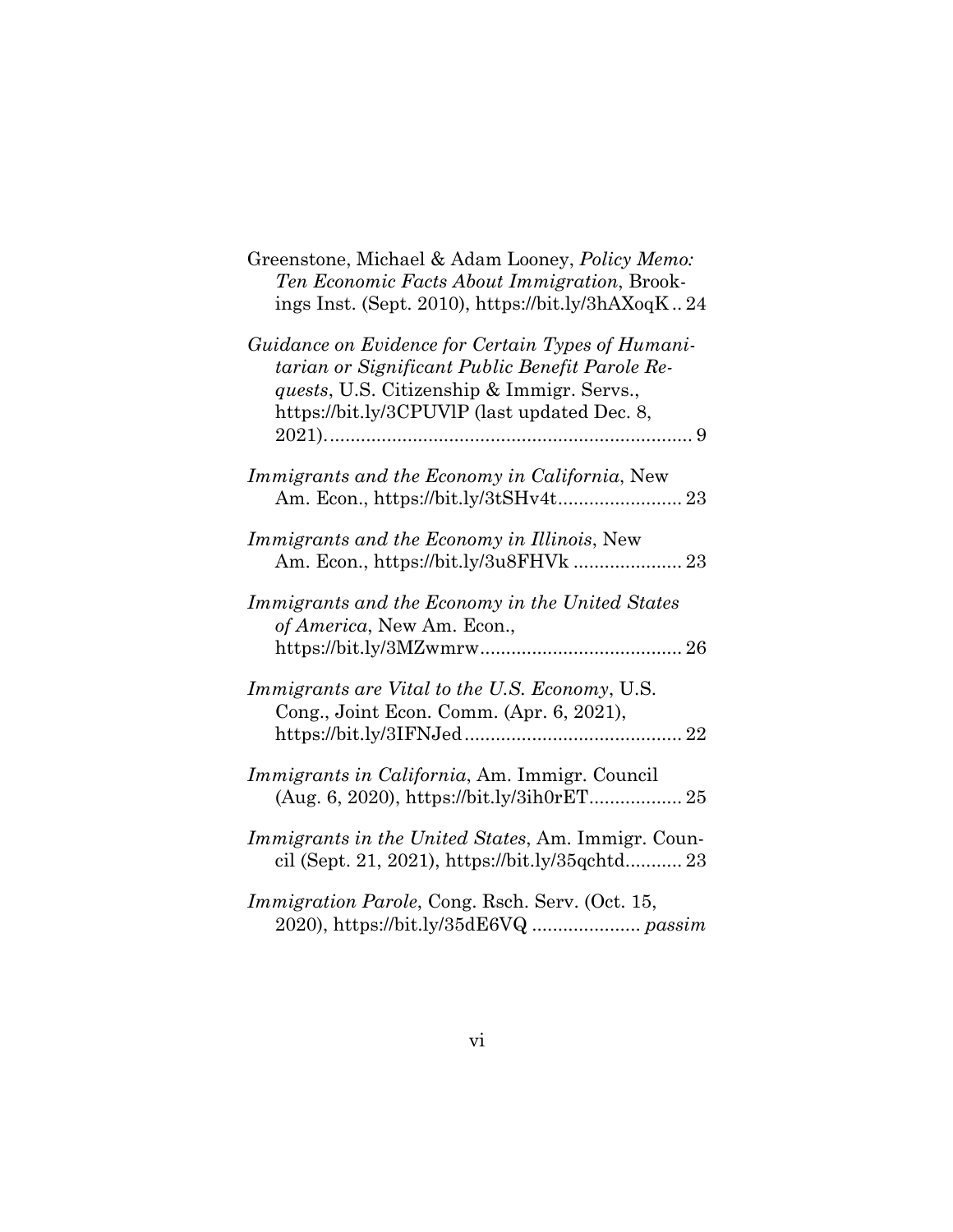Greenstone, Michael & Adam Looney, *Policy Memo: Ten Economic Facts About Immigration*, Brookings Inst. (Sept. 2010), https://bit.ly/3hAXoqK .. 24

*Guidance on Evidence for Certain Types of Humanitarian or Significant Public Benefit Parole Requests*, U.S. Citizenship & Immigr. Servs., https://bit.ly/3CPUVlP (last updated Dec. 8, 2021). ....................................................................... 9

*Immigrants and the Economy in California*, New Am. Econ., https://bit.ly/3tSHv4t........................ 23

*Immigrants and the Economy in Illinois*, New Am. Econ., https://bit.ly/3u8FHVk ..................... 23

*Immigrants and the Economy in the United States of America*, New Am. Econ., https://bit.ly/3MZwmrw....................................... 26

*Immigrants are Vital to the U.S. Economy*, U.S. Cong., Joint Econ. Comm. (Apr. 6, 2021), https://bit.ly/3IFNJed.......................................... 22

*Immigrants in California*, Am. Immigr. Council (Aug. 6, 2020), https://bit.ly/3ih0rET.................. 25

*Immigrants in the United States*, Am. Immigr. Council (Sept. 21, 2021), https://bit.ly/35qchtd........... 23

*Immigration Parole*, Cong. Rsch. Serv. (Oct. 15, 2020), https://bit.ly/35dE6VQ ..................... *passim*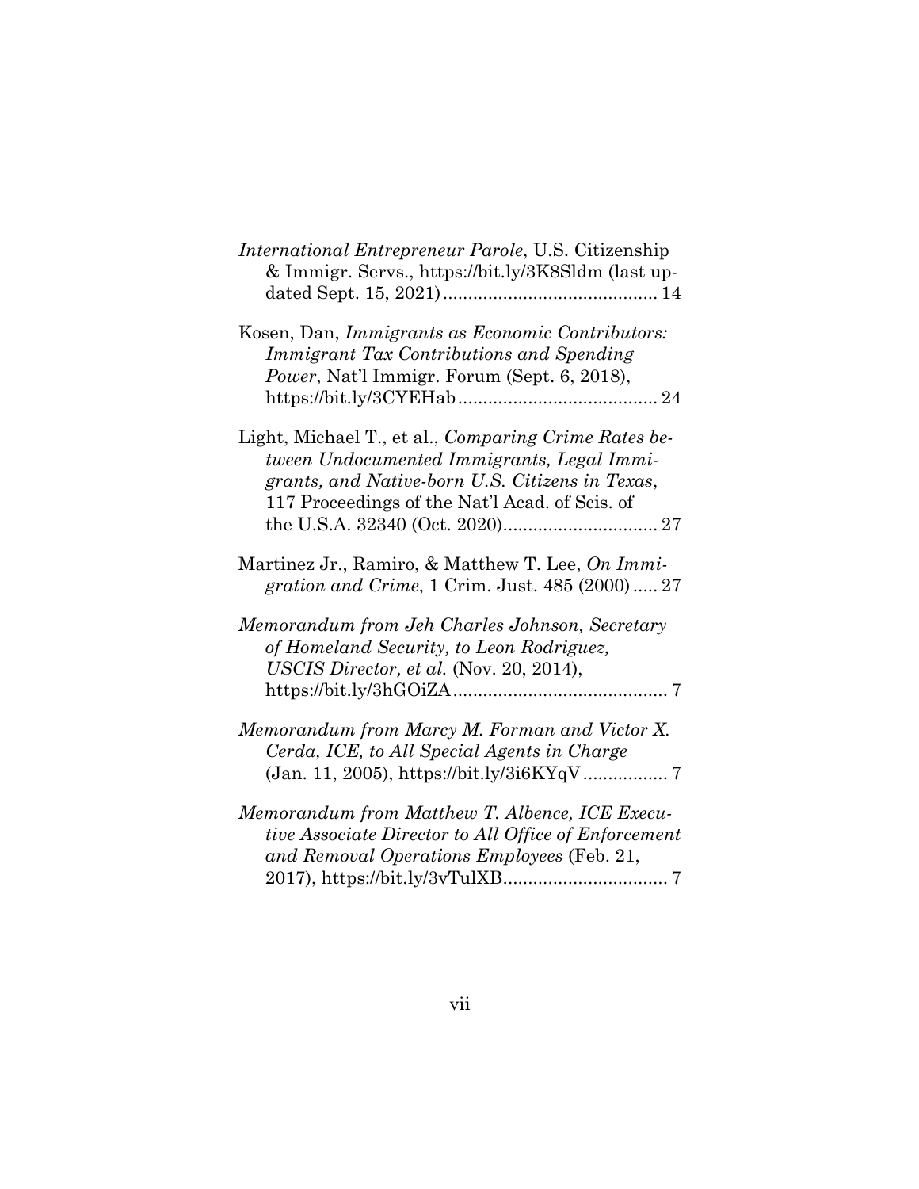*International Entrepreneur Parole*, U.S. Citizenship & Immigr. Servs., https://bit.ly/3K8Sldm (last updated Sept. 15, 2021) .......................................... 14

Kosen, Dan, *Immigrants as Economic Contributors: Immigrant Tax Contributions and Spending Power*, Nat'l Immigr. Forum (Sept. 6, 2018), https://bit.ly/3CYEHab ........................................ 24

Light, Michael T., et al., *Comparing Crime Rates between Undocumented Immigrants, Legal Immigrants, and Native-born U.S. Citizens in Texas*, 117 Proceedings of the Nat'l Acad. of Scis. of the U.S.A. 32340 (Oct. 2020) ............................... 27

Martinez Jr., Ramiro, & Matthew T. Lee, *On Immigration and Crime*, 1 Crim. Just. 485 (2000) ..... 27

*Memorandum from Jeh Charles Johnson, Secretary of Homeland Security, to Leon Rodriguez, USCIS Director, et al.* (Nov. 20, 2014), https://bit.ly/3hGOiZA ........................................... 7

*Memorandum from Marcy M. Forman and Victor X. Cerda, ICE, to All Special Agents in Charge* (Jan. 11, 2005), https://bit.ly/3i6KYqV ................. 7

*Memorandum from Matthew T. Albence, ICE Executive Associate Director to All Office of Enforcement and Removal Operations Employees* (Feb. 21, 2017), https://bit.ly/3vTulXB ................................. 7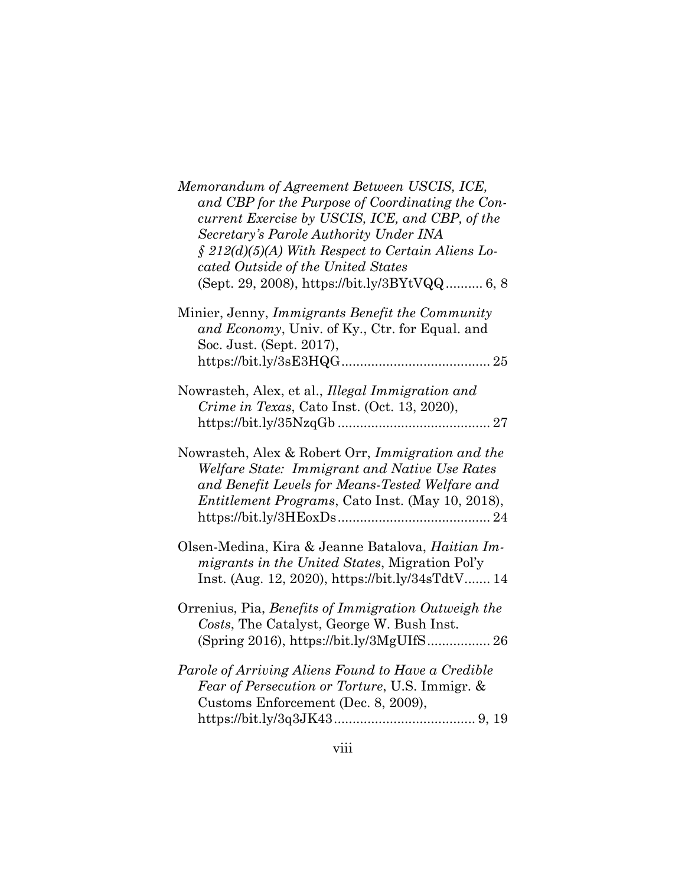*Memorandum of Agreement Between USCIS, ICE, and CBP for the Purpose of Coordinating the Concurrent Exercise by USCIS, ICE, and CBP, of the Secretary's Parole Authority Under INA § 212(d)(5)(A) With Respect to Certain Aliens Located Outside of the United States* (Sept. 29, 2008), https://bit.ly/3BYtVQQ .......... 6, 8

Minier, Jenny, *Immigrants Benefit the Community and Economy*, Univ. of Ky., Ctr. for Equal. and Soc. Just. (Sept. 2017), https://bit.ly/3sE3HQG ........................................ 25

Nowrasteh, Alex, et al., *Illegal Immigration and Crime in Texas*, Cato Inst. (Oct. 13, 2020), https://bit.ly/35NzqGb ......................................... 27

Nowrasteh, Alex & Robert Orr, *Immigration and the Welfare State: Immigrant and Native Use Rates and Benefit Levels for Means-Tested Welfare and Entitlement Programs*, Cato Inst. (May 10, 2018), https://bit.ly/3HEoxDs ......................................... 24

Olsen-Medina, Kira & Jeanne Batalova, *Haitian Immigrants in the United States*, Migration Pol'y Inst. (Aug. 12, 2020), https://bit.ly/34sTdtV ....... 14

Orrenius, Pia, *Benefits of Immigration Outweigh the Costs*, The Catalyst, George W. Bush Inst. (Spring 2016), https://bit.ly/3MgUIfS ................. 26

*Parole of Arriving Aliens Found to Have a Credible Fear of Persecution or Torture*, U.S. Immigr. & Customs Enforcement (Dec. 8, 2009), https://bit.ly/3q3JK43 ...................................... 9, 19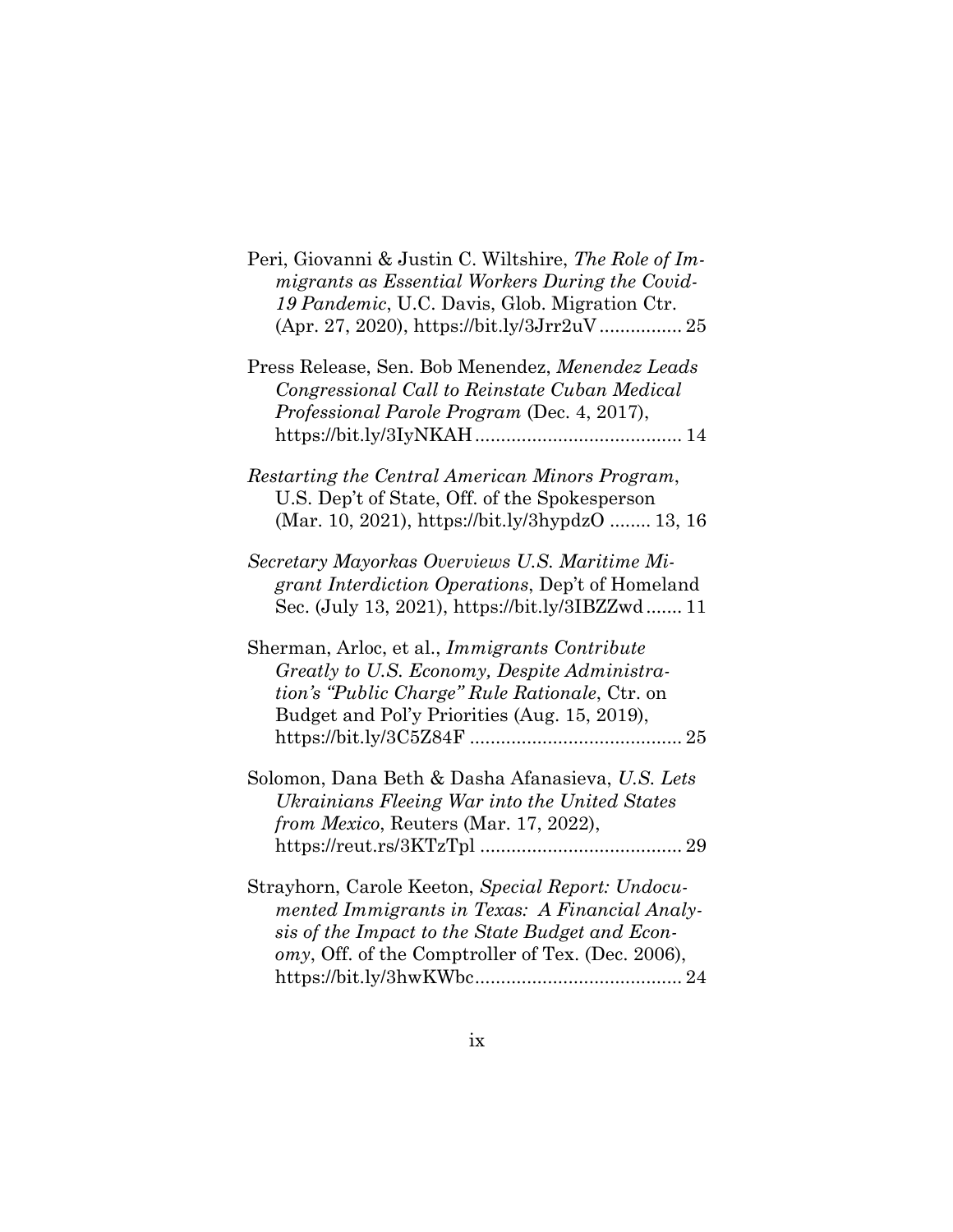Peri, Giovanni & Justin C. Wiltshire, *The Role of Immigrants as Essential Workers During the Covid-19 Pandemic*, U.C. Davis, Glob. Migration Ctr. (Apr. 27, 2020), https://bit.ly/3Jrr2uV ................ 25

Press Release, Sen. Bob Menendez, *Menendez Leads Congressional Call to Reinstate Cuban Medical Professional Parole Program* (Dec. 4, 2017), https://bit.ly/3IyNKAH ........................................ 14

*Restarting the Central American Minors Program*, U.S. Dep't of State, Off. of the Spokesperson (Mar. 10, 2021), https://bit.ly/3hypdzO ........ 13, 16

*Secretary Mayorkas Overviews U.S. Maritime Migrant Interdiction Operations*, Dep't of Homeland Sec. (July 13, 2021), https://bit.ly/3IBZZwd ....... 11

Sherman, Arloc, et al., *Immigrants Contribute Greatly to U.S. Economy, Despite Administration's "Public Charge" Rule Rationale*, Ctr. on Budget and Pol'y Priorities (Aug. 15, 2019), https://bit.ly/3C5Z84F ......................................... 25

Solomon, Dana Beth & Dasha Afanasieva, *U.S. Lets Ukrainians Fleeing War into the United States from Mexico*, Reuters (Mar. 17, 2022), https://reut.rs/3KTzTpl ....................................... 29

Strayhorn, Carole Keeton, *Special Report: Undocumented Immigrants in Texas: A Financial Analysis of the Impact to the State Budget and Economy*, Off. of the Comptroller of Tex. (Dec. 2006), https://bit.ly/3hwKWbc........................................ 24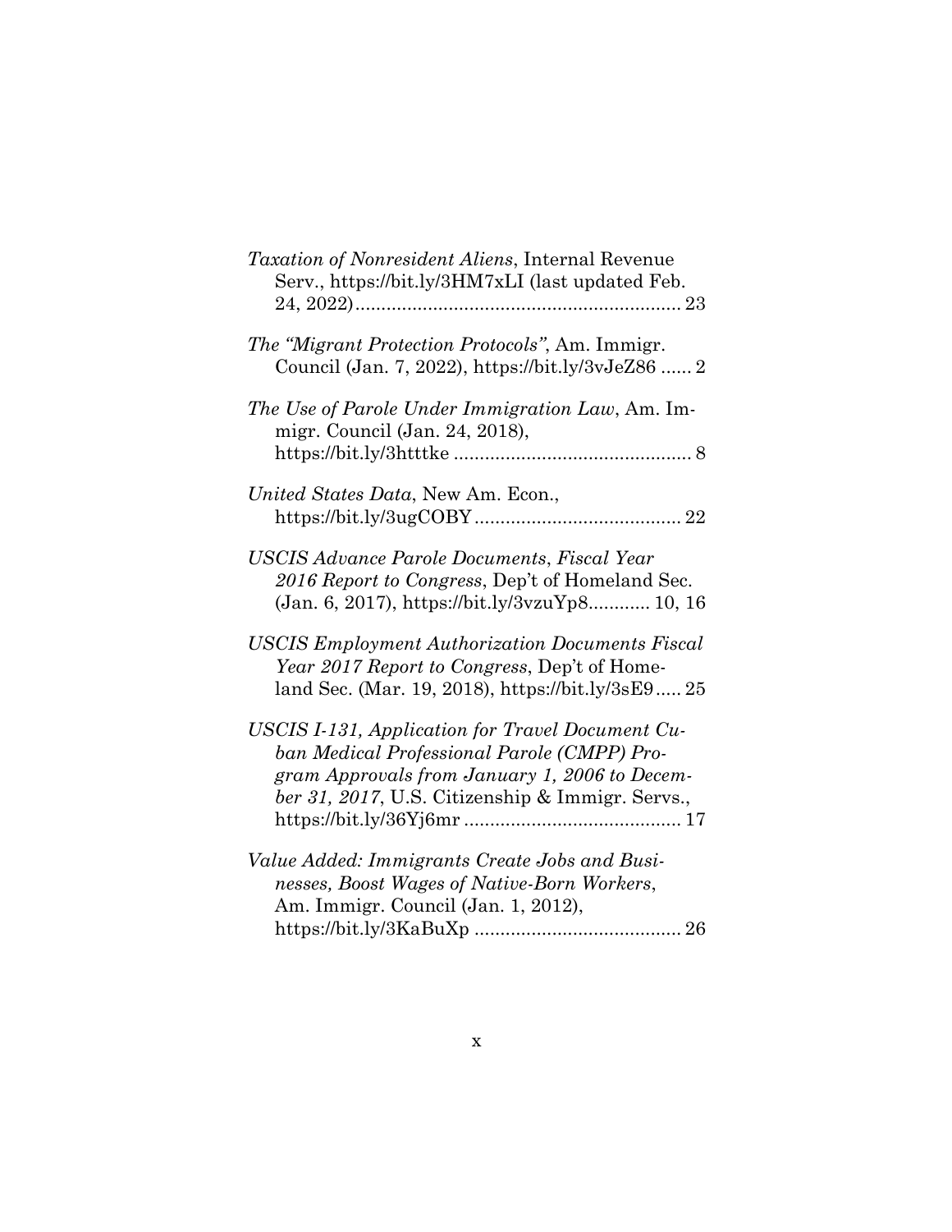*Taxation of Nonresident Aliens*, Internal Revenue Serv., https://bit.ly/3HM7xLI (last updated Feb. 24, 2022)............................................................... 23

*The "Migrant Protection Protocols"*, Am. Immigr. Council (Jan. 7, 2022), https://bit.ly/3vJeZ86 ...... 2

*The Use of Parole Under Immigration Law*, Am. Immigr. Council (Jan. 24, 2018), https://bit.ly/3htttke .............................................. 8

*United States Data*, New Am. Econ., https://bit.ly/3ugCOBY........................................ 22

*USCIS Advance Parole Documents*, *Fiscal Year 2016 Report to Congress*, Dep't of Homeland Sec. (Jan. 6, 2017), https://bit.ly/3vzuYp8............ 10, 16

*USCIS Employment Authorization Documents Fiscal Year 2017 Report to Congress*, Dep't of Homeland Sec. (Mar. 19, 2018), https://bit.ly/3sE9..... 25

*USCIS I-131, Application for Travel Document Cuban Medical Professional Parole (CMPP) Program Approvals from January 1, 2006 to December 31, 2017*, U.S. Citizenship & Immigr. Servs., https://bit.ly/36Yj6mr .......................................... 17

*Value Added: Immigrants Create Jobs and Businesses, Boost Wages of Native-Born Workers*, Am. Immigr. Council (Jan. 1, 2012), https://bit.ly/3KaBuXp ........................................ 26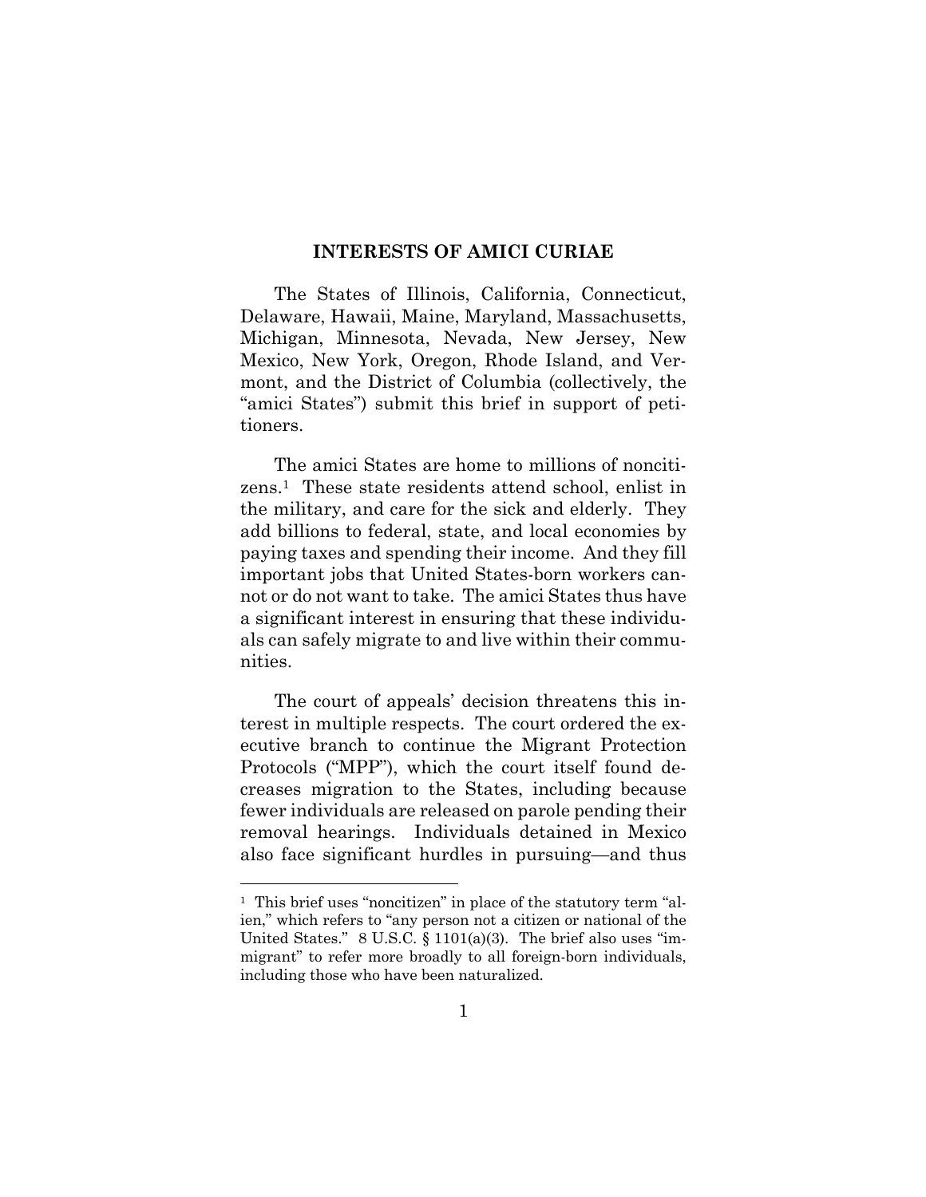## INTERESTS OF AMICI CURIAE

The States of Illinois, California, Connecticut, Delaware, Hawaii, Maine, Maryland, Massachusetts, Michigan, Minnesota, Nevada, New Jersey, New Mexico, New York, Oregon, Rhode Island, and Vermont, and the District of Columbia (collectively, the "amici States") submit this brief in support of petitioners.

The amici States are home to millions of noncitizens.[1] These state residents attend school, enlist in the military, and care for the sick and elderly. They add billions to federal, state, and local economies by paying taxes and spending their income. And they fill important jobs that United States-born workers cannot or do not want to take. The amici States thus have a significant interest in ensuring that these individuals can safely migrate to and live within their communities.

The court of appeals' decision threatens this interest in multiple respects. The court ordered the executive branch to continue the Migrant Protection Protocols ("MPP"), which the court itself found decreases migration to the States, including because fewer individuals are released on parole pending their removal hearings. Individuals detained in Mexico also face significant hurdles in pursuing—and thus

---

[1] This brief uses "noncitizen" in place of the statutory term "alien," which refers to "any person not a citizen or national of the United States." 8 U.S.C. § 1101(a)(3). The brief also uses "immigrant" to refer more broadly to all foreign-born individuals, including those who have been naturalized.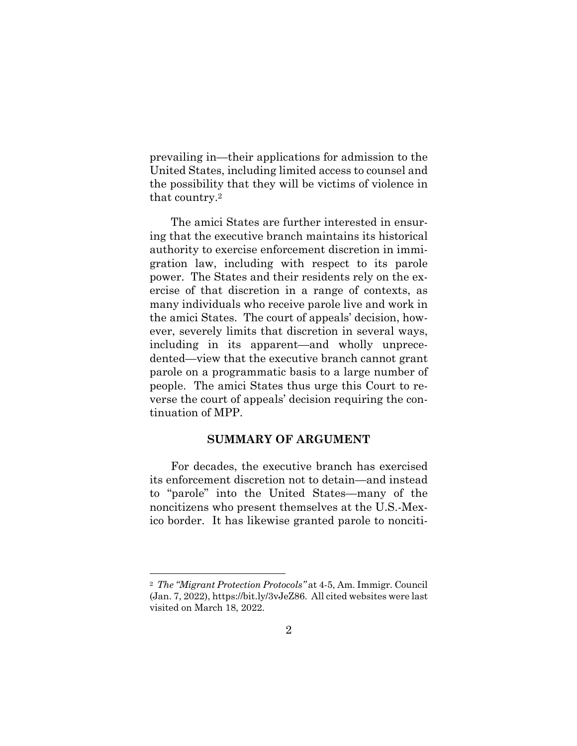prevailing in—their applications for admission to the United States, including limited access to counsel and the possibility that they will be victims of violence in that country.[2]

The amici States are further interested in ensuring that the executive branch maintains its historical authority to exercise enforcement discretion in immigration law, including with respect to its parole power. The States and their residents rely on the exercise of that discretion in a range of contexts, as many individuals who receive parole live and work in the amici States. The court of appeals' decision, however, severely limits that discretion in several ways, including in its apparent—and wholly unprecedented—view that the executive branch cannot grant parole on a programmatic basis to a large number of people. The amici States thus urge this Court to reverse the court of appeals' decision requiring the continuation of MPP.

## SUMMARY OF ARGUMENT

For decades, the executive branch has exercised its enforcement discretion not to detain—and instead to "parole" into the United States—many of the noncitizens who present themselves at the U.S.-Mexico border. It has likewise granted parole to nonciti-

[2] *The "Migrant Protection Protocols"* at 4-5, Am. Immigr. Council (Jan. 7, 2022), https://bit.ly/3vJeZ86. All cited websites were last visited on March 18, 2022.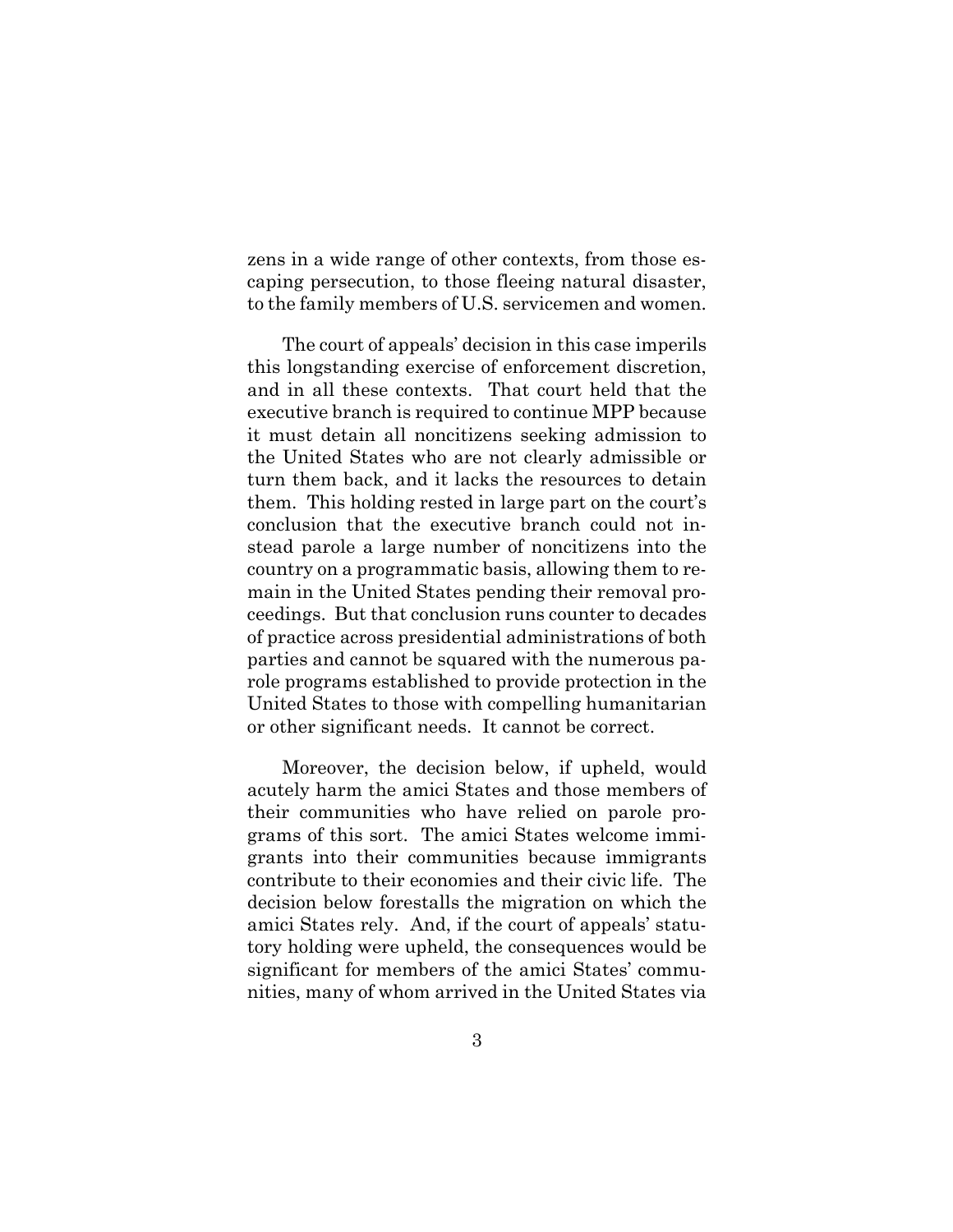zens in a wide range of other contexts, from those escaping persecution, to those fleeing natural disaster, to the family members of U.S. servicemen and women.

The court of appeals' decision in this case imperils this longstanding exercise of enforcement discretion, and in all these contexts. That court held that the executive branch is required to continue MPP because it must detain all noncitizens seeking admission to the United States who are not clearly admissible or turn them back, and it lacks the resources to detain them. This holding rested in large part on the court's conclusion that the executive branch could not instead parole a large number of noncitizens into the country on a programmatic basis, allowing them to remain in the United States pending their removal proceedings. But that conclusion runs counter to decades of practice across presidential administrations of both parties and cannot be squared with the numerous parole programs established to provide protection in the United States to those with compelling humanitarian or other significant needs. It cannot be correct.

Moreover, the decision below, if upheld, would acutely harm the amici States and those members of their communities who have relied on parole programs of this sort. The amici States welcome immigrants into their communities because immigrants contribute to their economies and their civic life. The decision below forestalls the migration on which the amici States rely. And, if the court of appeals' statutory holding were upheld, the consequences would be significant for members of the amici States' communities, many of whom arrived in the United States via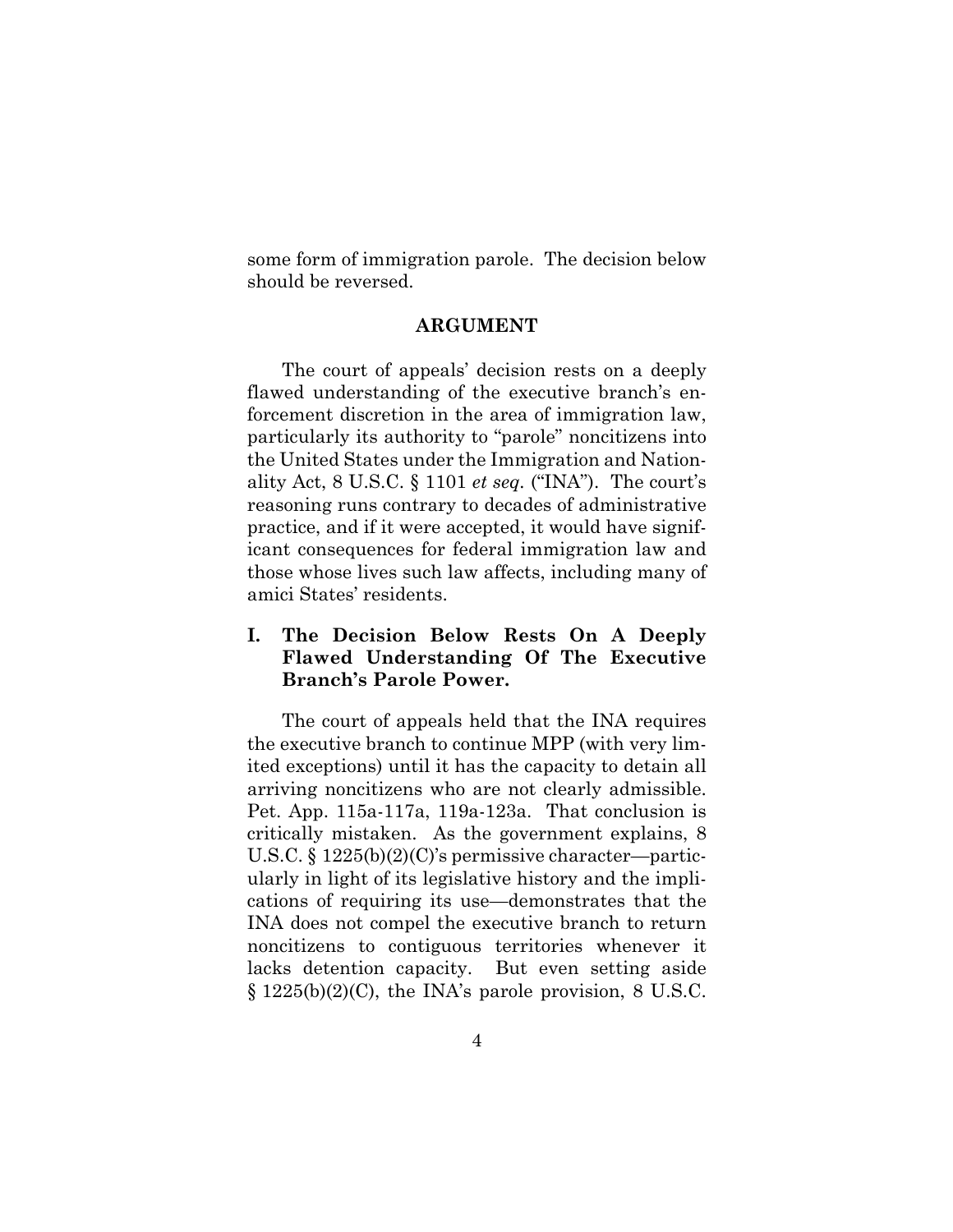some form of immigration parole. The decision below should be reversed.

## ARGUMENT

The court of appeals' decision rests on a deeply flawed understanding of the executive branch's enforcement discretion in the area of immigration law, particularly its authority to "parole" noncitizens into the United States under the Immigration and Nationality Act, 8 U.S.C. § 1101 *et seq.* ("INA"). The court's reasoning runs contrary to decades of administrative practice, and if it were accepted, it would have significant consequences for federal immigration law and those whose lives such law affects, including many of amici States' residents.

### I. The Decision Below Rests On A Deeply Flawed Understanding Of The Executive Branch's Parole Power.

The court of appeals held that the INA requires the executive branch to continue MPP (with very limited exceptions) until it has the capacity to detain all arriving noncitizens who are not clearly admissible. Pet. App. 115a-117a, 119a-123a. That conclusion is critically mistaken. As the government explains, 8 U.S.C. § 1225(b)(2)(C)'s permissive character—particularly in light of its legislative history and the implications of requiring its use—demonstrates that the INA does not compel the executive branch to return noncitizens to contiguous territories whenever it lacks detention capacity. But even setting aside § 1225(b)(2)(C), the INA's parole provision, 8 U.S.C.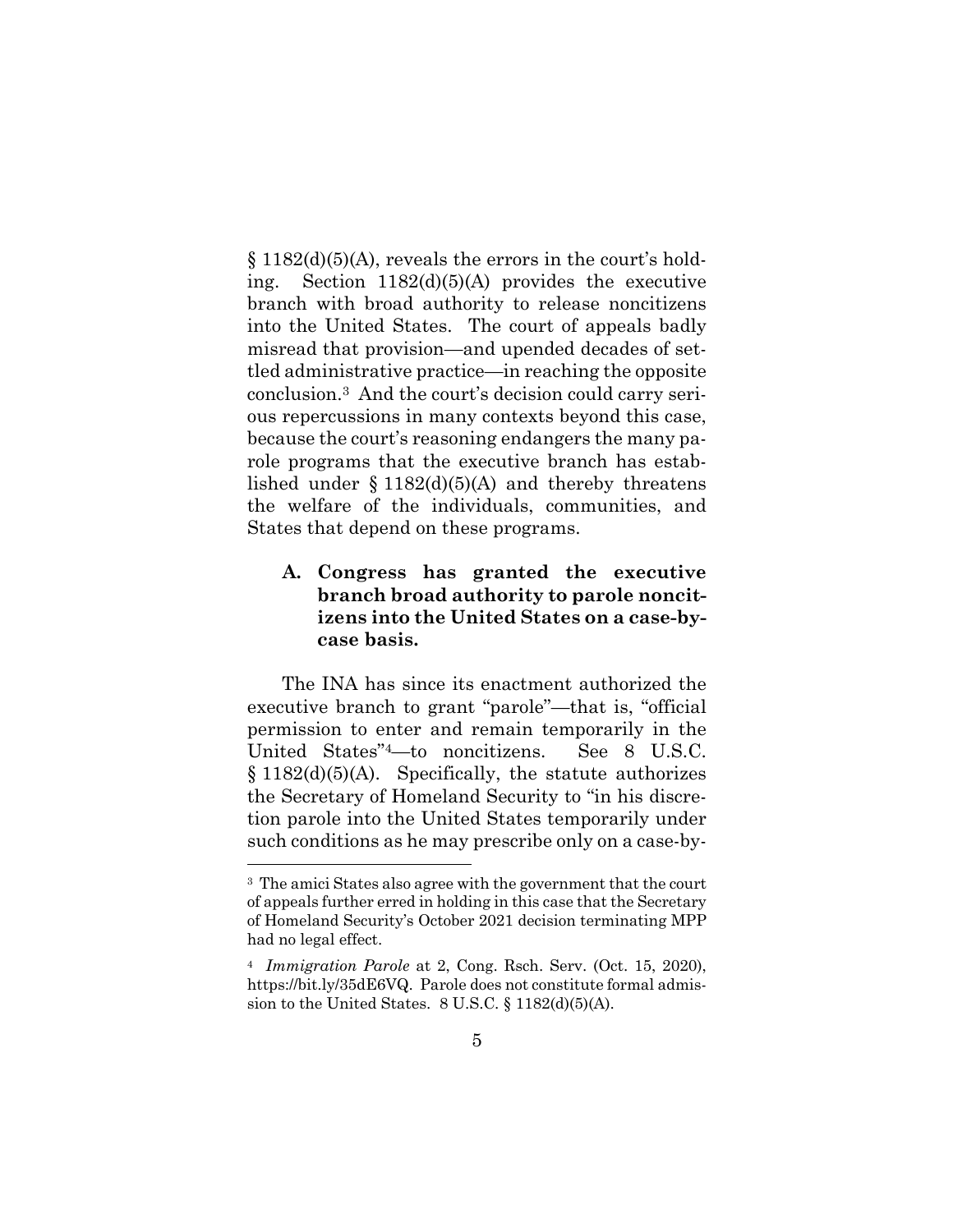§ 1182(d)(5)(A), reveals the errors in the court's holding. Section 1182(d)(5)(A) provides the executive branch with broad authority to release noncitizens into the United States. The court of appeals badly misread that provision—and upended decades of settled administrative practice—in reaching the opposite conclusion.[3] And the court's decision could carry serious repercussions in many contexts beyond this case, because the court's reasoning endangers the many parole programs that the executive branch has established under § 1182(d)(5)(A) and thereby threatens the welfare of the individuals, communities, and States that depend on these programs.

### A. Congress has granted the executive branch broad authority to parole noncitizens into the United States on a case-by-case basis.

The INA has since its enactment authorized the executive branch to grant "parole"—that is, "official permission to enter and remain temporarily in the United States"[4]—to noncitizens. See 8 U.S.C. § 1182(d)(5)(A). Specifically, the statute authorizes the Secretary of Homeland Security to "in his discretion parole into the United States temporarily under such conditions as he may prescribe only on a case-by-

---

[3] The amici States also agree with the government that the court of appeals further erred in holding in this case that the Secretary of Homeland Security's October 2021 decision terminating MPP had no legal effect.

[4] *Immigration Parole* at 2, Cong. Rsch. Serv. (Oct. 15, 2020), https://bit.ly/35dE6VQ. Parole does not constitute formal admission to the United States. 8 U.S.C. § 1182(d)(5)(A).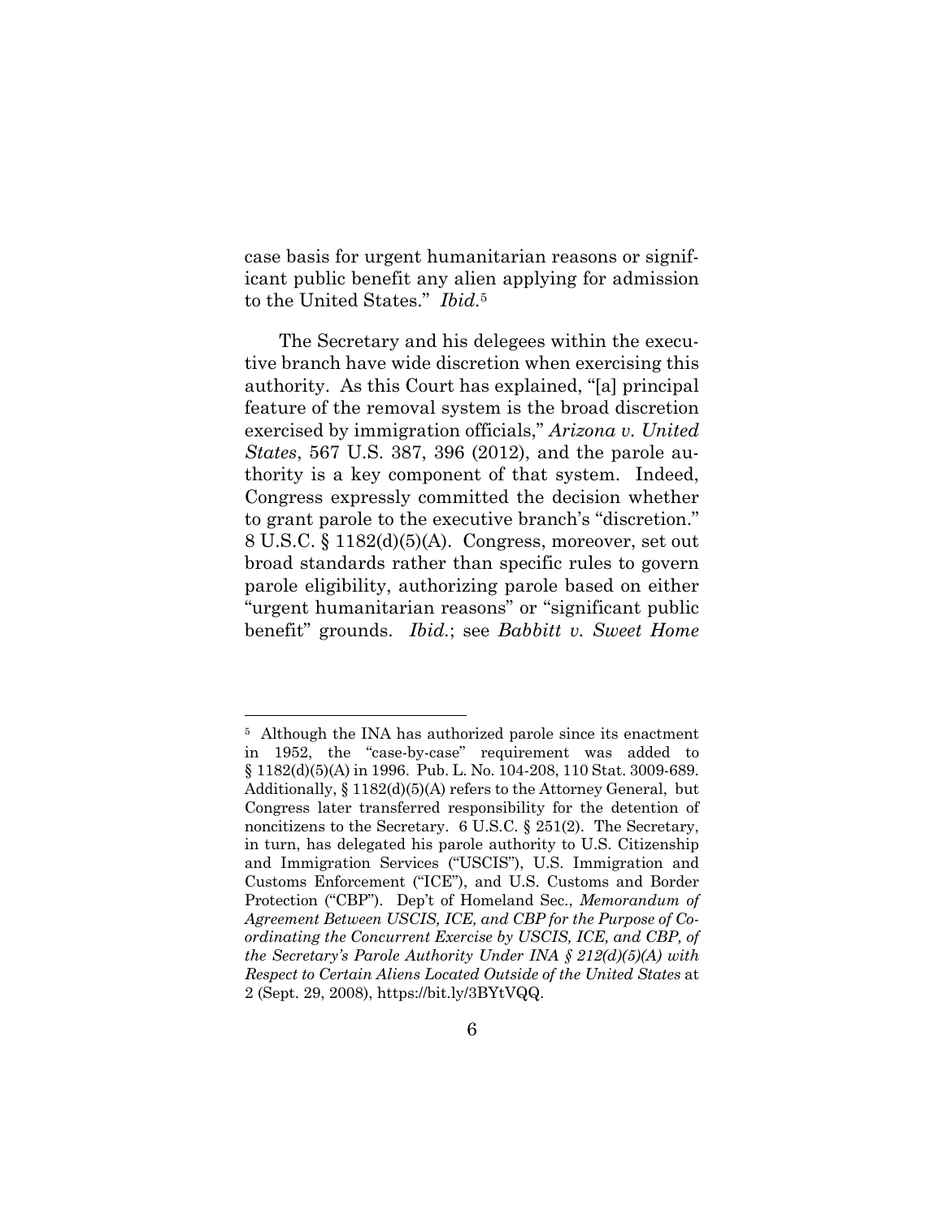case basis for urgent humanitarian reasons or significant public benefit any alien applying for admission to the United States." *Ibid.*[5]

The Secretary and his delegees within the executive branch have wide discretion when exercising this authority. As this Court has explained, "[a] principal feature of the removal system is the broad discretion exercised by immigration officials," *Arizona v. United States*, 567 U.S. 387, 396 (2012), and the parole authority is a key component of that system. Indeed, Congress expressly committed the decision whether to grant parole to the executive branch's "discretion." 8 U.S.C. § 1182(d)(5)(A). Congress, moreover, set out broad standards rather than specific rules to govern parole eligibility, authorizing parole based on either "urgent humanitarian reasons" or "significant public benefit" grounds. *Ibid.*; see *Babbitt v. Sweet Home*

---

[5] Although the INA has authorized parole since its enactment in 1952, the "case-by-case" requirement was added to § 1182(d)(5)(A) in 1996. Pub. L. No. 104-208, 110 Stat. 3009-689. Additionally, § 1182(d)(5)(A) refers to the Attorney General, but Congress later transferred responsibility for the detention of noncitizens to the Secretary. 6 U.S.C. § 251(2). The Secretary, in turn, has delegated his parole authority to U.S. Citizenship and Immigration Services ("USCIS"), U.S. Immigration and Customs Enforcement ("ICE"), and U.S. Customs and Border Protection ("CBP"). Dep't of Homeland Sec., *Memorandum of Agreement Between USCIS, ICE, and CBP for the Purpose of Coordinating the Concurrent Exercise by USCIS, ICE, and CBP, of the Secretary's Parole Authority Under INA § 212(d)(5)(A) with Respect to Certain Aliens Located Outside of the United States* at 2 (Sept. 29, 2008), https://bit.ly/3BYtVQQ.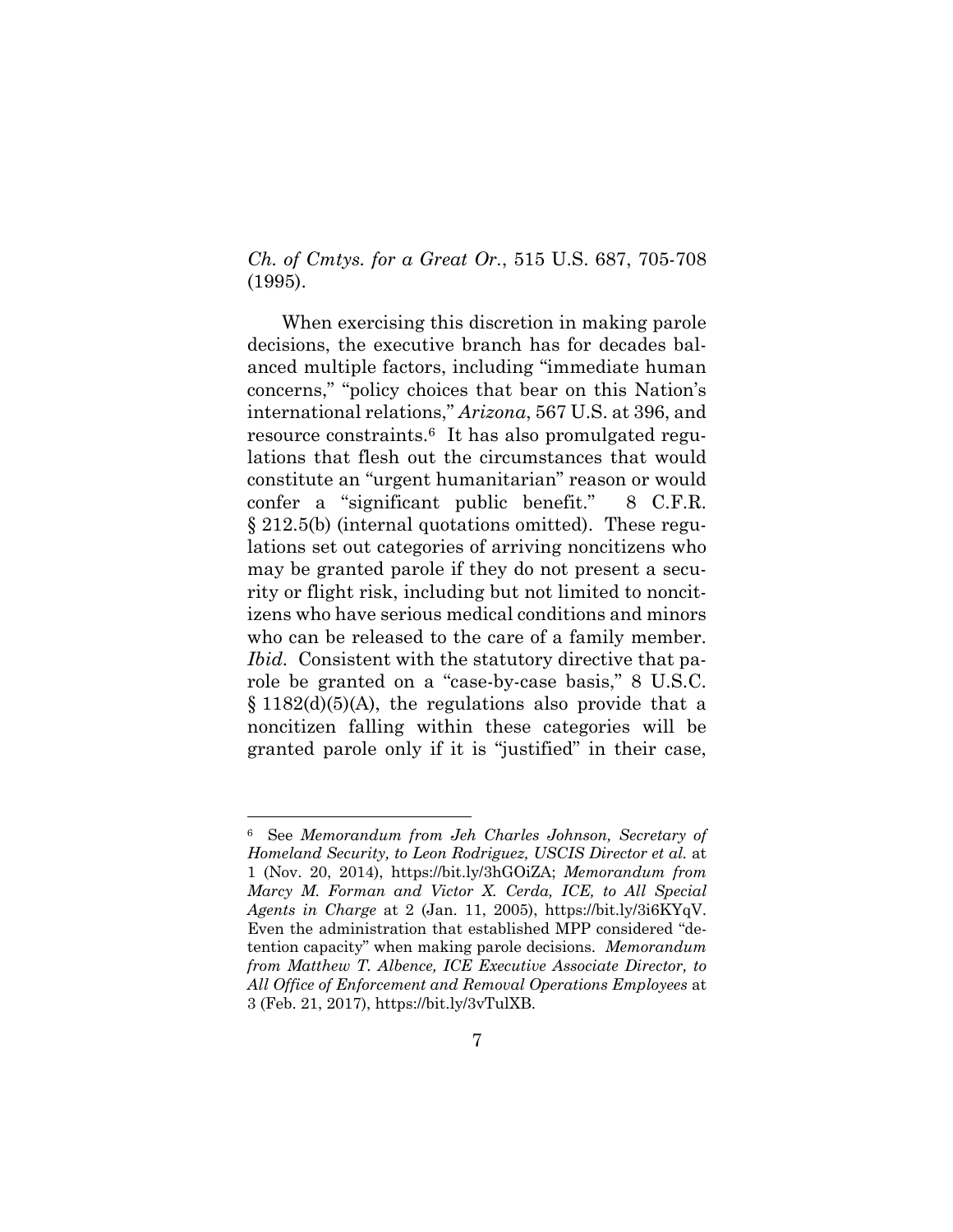*Ch. of Cmtys. for a Great Or.*, 515 U.S. 687, 705-708 (1995).

When exercising this discretion in making parole decisions, the executive branch has for decades balanced multiple factors, including "immediate human concerns," "policy choices that bear on this Nation's international relations," *Arizona*, 567 U.S. at 396, and resource constraints.[6] It has also promulgated regulations that flesh out the circumstances that would constitute an "urgent humanitarian" reason or would confer a "significant public benefit." 8 C.F.R. § 212.5(b) (internal quotations omitted). These regulations set out categories of arriving noncitizens who may be granted parole if they do not present a security or flight risk, including but not limited to noncitizens who have serious medical conditions and minors who can be released to the care of a family member. *Ibid.* Consistent with the statutory directive that parole be granted on a "case-by-case basis," 8 U.S.C. § 1182(d)(5)(A), the regulations also provide that a noncitizen falling within these categories will be granted parole only if it is "justified" in their case,

---

[6] See *Memorandum from Jeh Charles Johnson, Secretary of Homeland Security, to Leon Rodriguez, USCIS Director et al.* at 1 (Nov. 20, 2014), https://bit.ly/3hGOiZA; *Memorandum from Marcy M. Forman and Victor X. Cerda, ICE, to All Special Agents in Charge* at 2 (Jan. 11, 2005), https://bit.ly/3i6KYqV. Even the administration that established MPP considered "detention capacity" when making parole decisions. *Memorandum from Matthew T. Albence, ICE Executive Associate Director, to All Office of Enforcement and Removal Operations Employees* at 3 (Feb. 21, 2017), https://bit.ly/3vTulXB.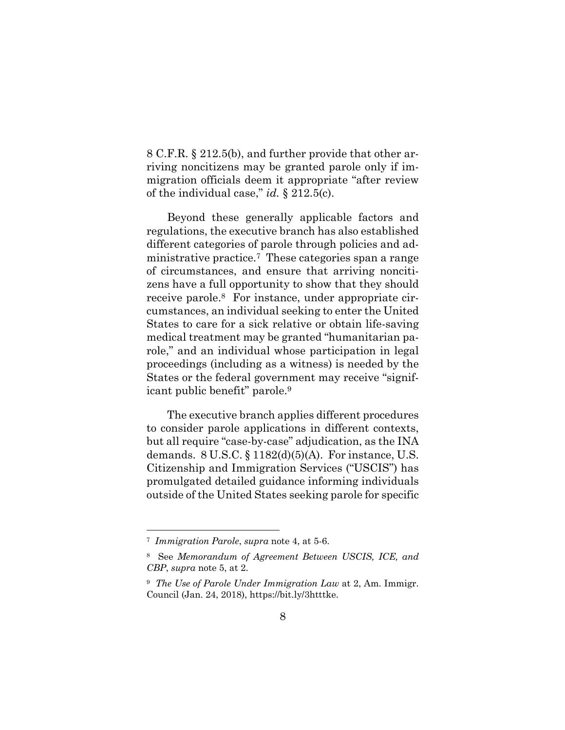8 C.F.R. § 212.5(b), and further provide that other arriving noncitizens may be granted parole only if immigration officials deem it appropriate "after review of the individual case," *id.* § 212.5(c).

Beyond these generally applicable factors and regulations, the executive branch has also established different categories of parole through policies and administrative practice.[7] These categories span a range of circumstances, and ensure that arriving noncitizens have a full opportunity to show that they should receive parole.[8] For instance, under appropriate circumstances, an individual seeking to enter the United States to care for a sick relative or obtain life-saving medical treatment may be granted "humanitarian parole," and an individual whose participation in legal proceedings (including as a witness) is needed by the States or the federal government may receive "significant public benefit" parole.[9]

The executive branch applies different procedures to consider parole applications in different contexts, but all require "case-by-case" adjudication, as the INA demands. 8 U.S.C. § 1182(d)(5)(A). For instance, U.S. Citizenship and Immigration Services ("USCIS") has promulgated detailed guidance informing individuals outside of the United States seeking parole for specific

---

[7] *Immigration Parole*, *supra* note 4, at 5-6.

[8] See *Memorandum of Agreement Between USCIS, ICE, and CBP*, *supra* note 5, at 2.

[9] *The Use of Parole Under Immigration Law* at 2, Am. Immigr. Council (Jan. 24, 2018), https://bit.ly/3htttke.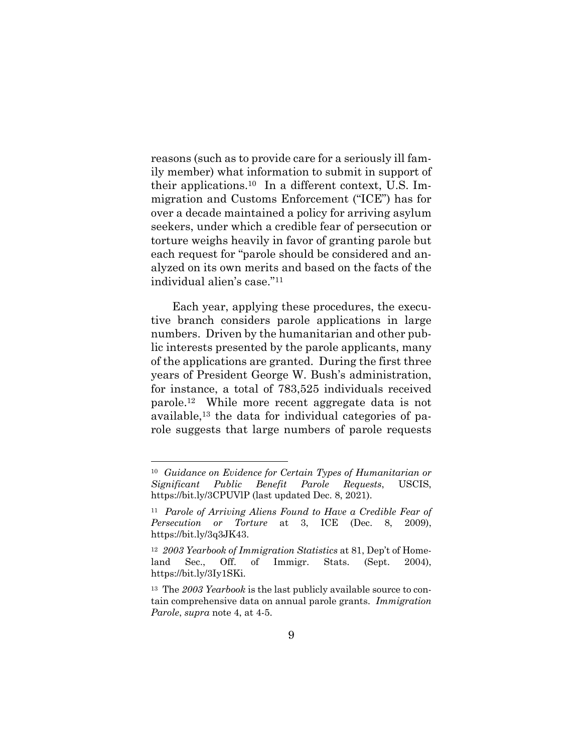reasons (such as to provide care for a seriously ill family member) what information to submit in support of their applications.[10] In a different context, U.S. Immigration and Customs Enforcement ("ICE") has for over a decade maintained a policy for arriving asylum seekers, under which a credible fear of persecution or torture weighs heavily in favor of granting parole but each request for "parole should be considered and analyzed on its own merits and based on the facts of the individual alien's case."[11]

Each year, applying these procedures, the executive branch considers parole applications in large numbers. Driven by the humanitarian and other public interests presented by the parole applicants, many of the applications are granted. During the first three years of President George W. Bush's administration, for instance, a total of 783,525 individuals received parole.[12] While more recent aggregate data is not available,[13] the data for individual categories of parole suggests that large numbers of parole requests

---

[10] *Guidance on Evidence for Certain Types of Humanitarian or Significant Public Benefit Parole Requests*, USCIS, https://bit.ly/3CPUVlP (last updated Dec. 8, 2021).

[11] *Parole of Arriving Aliens Found to Have a Credible Fear of Persecution or Torture* at 3, ICE (Dec. 8, 2009), https://bit.ly/3q3JK43.

[12] *2003 Yearbook of Immigration Statistics* at 81, Dep't of Homeland Sec., Off. of Immigr. Stats. (Sept. 2004), https://bit.ly/3Iy1SKi.

[13] The *2003 Yearbook* is the last publicly available source to contain comprehensive data on annual parole grants. *Immigration Parole*, *supra* note 4, at 4-5.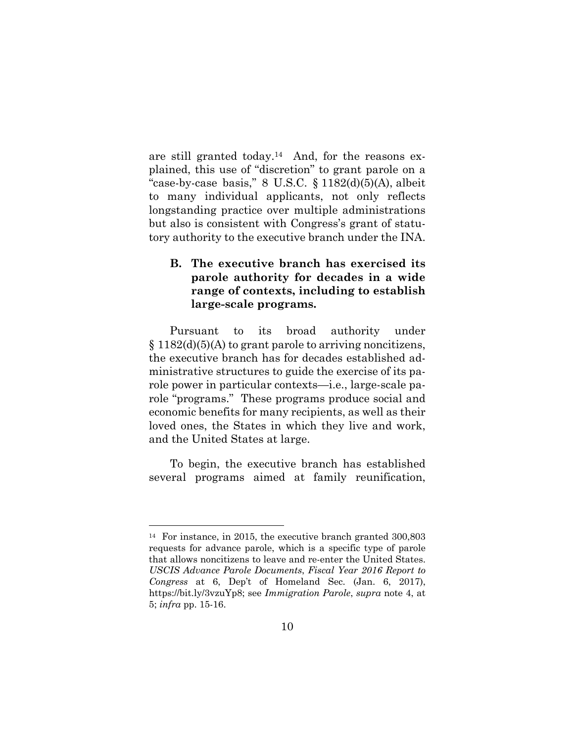are still granted today.[14] And, for the reasons explained, this use of "discretion" to grant parole on a "case-by-case basis," 8 U.S.C. § 1182(d)(5)(A), albeit to many individual applicants, not only reflects longstanding practice over multiple administrations but also is consistent with Congress's grant of statutory authority to the executive branch under the INA.

### B. The executive branch has exercised its parole authority for decades in a wide range of contexts, including to establish large-scale programs.

Pursuant to its broad authority under § 1182(d)(5)(A) to grant parole to arriving noncitizens, the executive branch has for decades established administrative structures to guide the exercise of its parole power in particular contexts—i.e., large-scale parole "programs." These programs produce social and economic benefits for many recipients, as well as their loved ones, the States in which they live and work, and the United States at large.

To begin, the executive branch has established several programs aimed at family reunification,

---

[14] For instance, in 2015, the executive branch granted 300,803 requests for advance parole, which is a specific type of parole that allows noncitizens to leave and re-enter the United States. *USCIS Advance Parole Documents*, *Fiscal Year 2016 Report to Congress* at 6, Dep't of Homeland Sec. (Jan. 6, 2017), https://bit.ly/3vzuYp8; see *Immigration Parole*, *supra* note 4, at 5; *infra* pp. 15-16.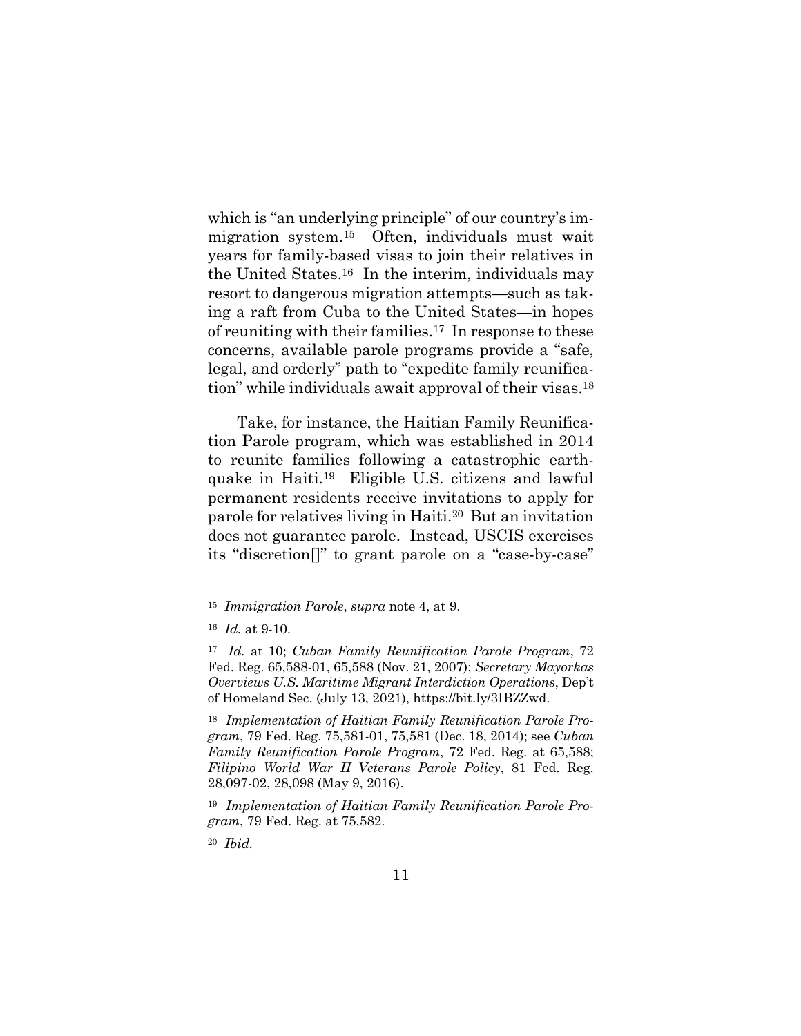which is "an underlying principle" of our country's immigration system.[15] Often, individuals must wait years for family-based visas to join their relatives in the United States.[16] In the interim, individuals may resort to dangerous migration attempts—such as taking a raft from Cuba to the United States—in hopes of reuniting with their families.[17] In response to these concerns, available parole programs provide a "safe, legal, and orderly" path to "expedite family reunification" while individuals await approval of their visas.[18]

Take, for instance, the Haitian Family Reunification Parole program, which was established in 2014 to reunite families following a catastrophic earthquake in Haiti.[19] Eligible U.S. citizens and lawful permanent residents receive invitations to apply for parole for relatives living in Haiti.[20] But an invitation does not guarantee parole. Instead, USCIS exercises its "discretion[]" to grant parole on a "case-by-case"

---

[15] *Immigration Parole*, *supra* note 4, at 9.

[16] *Id.* at 9-10.

[17] *Id.* at 10; *Cuban Family Reunification Parole Program*, 72 Fed. Reg. 65,588-01, 65,588 (Nov. 21, 2007); *Secretary Mayorkas Overviews U.S. Maritime Migrant Interdiction Operations*, Dep't of Homeland Sec. (July 13, 2021), https://bit.ly/3IBZZwd.

[18] *Implementation of Haitian Family Reunification Parole Program*, 79 Fed. Reg. 75,581-01, 75,581 (Dec. 18, 2014); see *Cuban Family Reunification Parole Program*, 72 Fed. Reg. at 65,588; *Filipino World War II Veterans Parole Policy*, 81 Fed. Reg. 28,097-02, 28,098 (May 9, 2016).

[19] *Implementation of Haitian Family Reunification Parole Program*, 79 Fed. Reg. at 75,582.

[20] *Ibid.*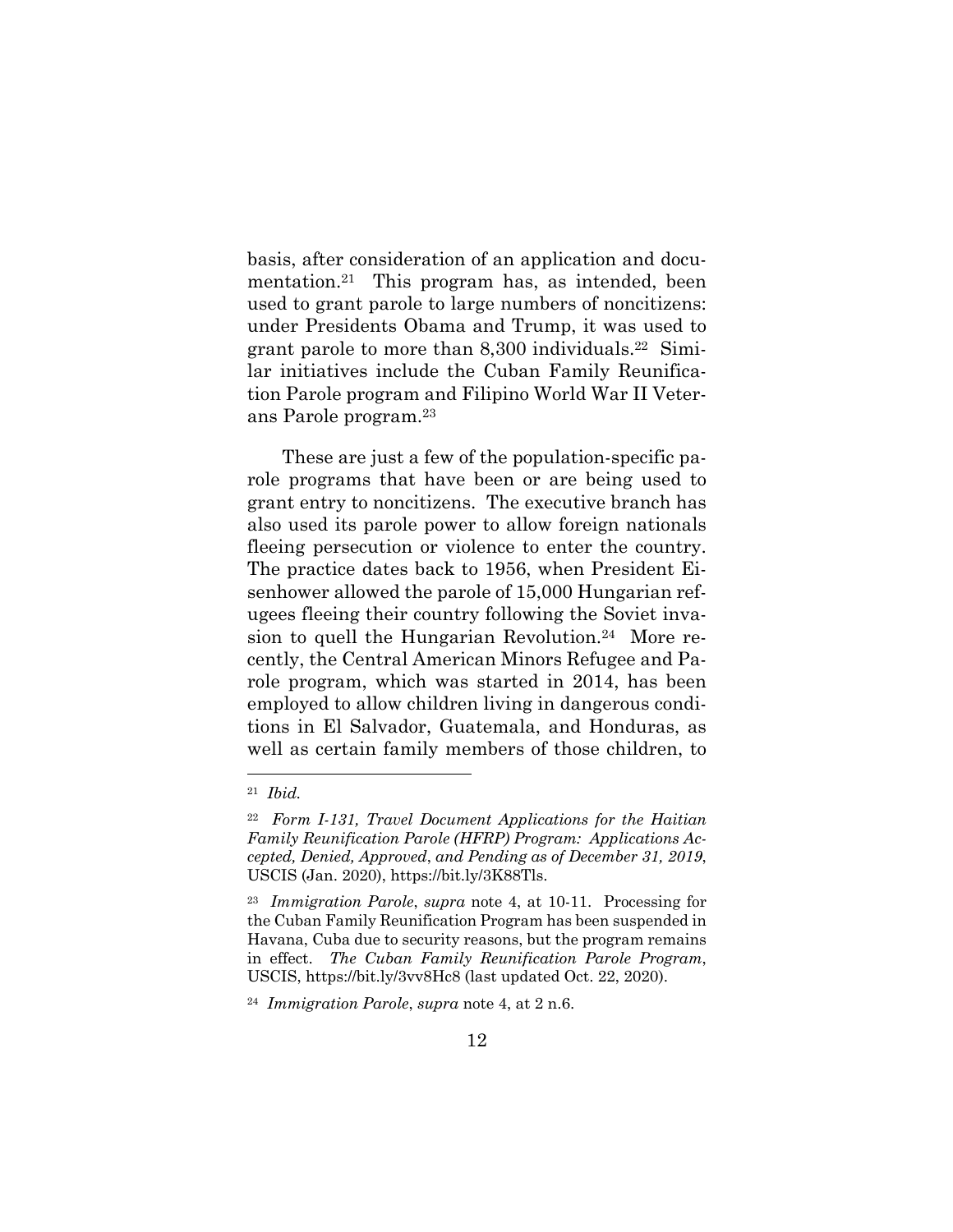basis, after consideration of an application and documentation.[21] This program has, as intended, been used to grant parole to large numbers of noncitizens: under Presidents Obama and Trump, it was used to grant parole to more than 8,300 individuals.[22] Similar initiatives include the Cuban Family Reunification Parole program and Filipino World War II Veterans Parole program.[23]

These are just a few of the population-specific parole programs that have been or are being used to grant entry to noncitizens. The executive branch has also used its parole power to allow foreign nationals fleeing persecution or violence to enter the country. The practice dates back to 1956, when President Eisenhower allowed the parole of 15,000 Hungarian refugees fleeing their country following the Soviet invasion to quell the Hungarian Revolution.[24] More recently, the Central American Minors Refugee and Parole program, which was started in 2014, has been employed to allow children living in dangerous conditions in El Salvador, Guatemala, and Honduras, as well as certain family members of those children, to

---

[21] *Ibid.*

[22] *Form I-131, Travel Document Applications for the Haitian Family Reunification Parole (HFRP) Program: Applications Accepted, Denied, Approved, and Pending as of December 31, 2019*, USCIS (Jan. 2020), https://bit.ly/3K88Tls.

[23] *Immigration Parole*, *supra* note 4, at 10-11. Processing for the Cuban Family Reunification Program has been suspended in Havana, Cuba due to security reasons, but the program remains in effect. *The Cuban Family Reunification Parole Program*, USCIS, https://bit.ly/3vv8Hc8 (last updated Oct. 22, 2020).

[24] *Immigration Parole*, *supra* note 4, at 2 n.6.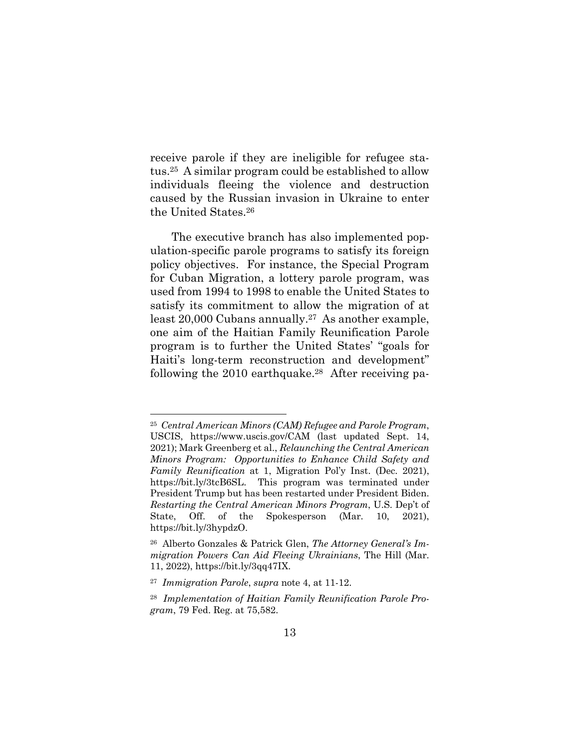receive parole if they are ineligible for refugee status.[25] A similar program could be established to allow individuals fleeing the violence and destruction caused by the Russian invasion in Ukraine to enter the United States.[26]

The executive branch has also implemented population-specific parole programs to satisfy its foreign policy objectives. For instance, the Special Program for Cuban Migration, a lottery parole program, was used from 1994 to 1998 to enable the United States to satisfy its commitment to allow the migration of at least 20,000 Cubans annually.[27] As another example, one aim of the Haitian Family Reunification Parole program is to further the United States' "goals for Haiti's long-term reconstruction and development" following the 2010 earthquake.[28] After receiving pa-

---

[25] *Central American Minors (CAM) Refugee and Parole Program*, USCIS, https://www.uscis.gov/CAM (last updated Sept. 14, 2021); Mark Greenberg et al., *Relaunching the Central American Minors Program: Opportunities to Enhance Child Safety and Family Reunification* at 1, Migration Pol'y Inst. (Dec. 2021), https://bit.ly/3tcB6SL. This program was terminated under President Trump but has been restarted under President Biden. *Restarting the Central American Minors Program*, U.S. Dep't of State, Off. of the Spokesperson (Mar. 10, 2021), https://bit.ly/3hypdzO.

[26] Alberto Gonzales & Patrick Glen, *The Attorney General's Immigration Powers Can Aid Fleeing Ukrainians*, The Hill (Mar. 11, 2022), https://bit.ly/3qq47IX.

[27] *Immigration Parole*, *supra* note 4, at 11-12.

[28] *Implementation of Haitian Family Reunification Parole Program*, 79 Fed. Reg. at 75,582.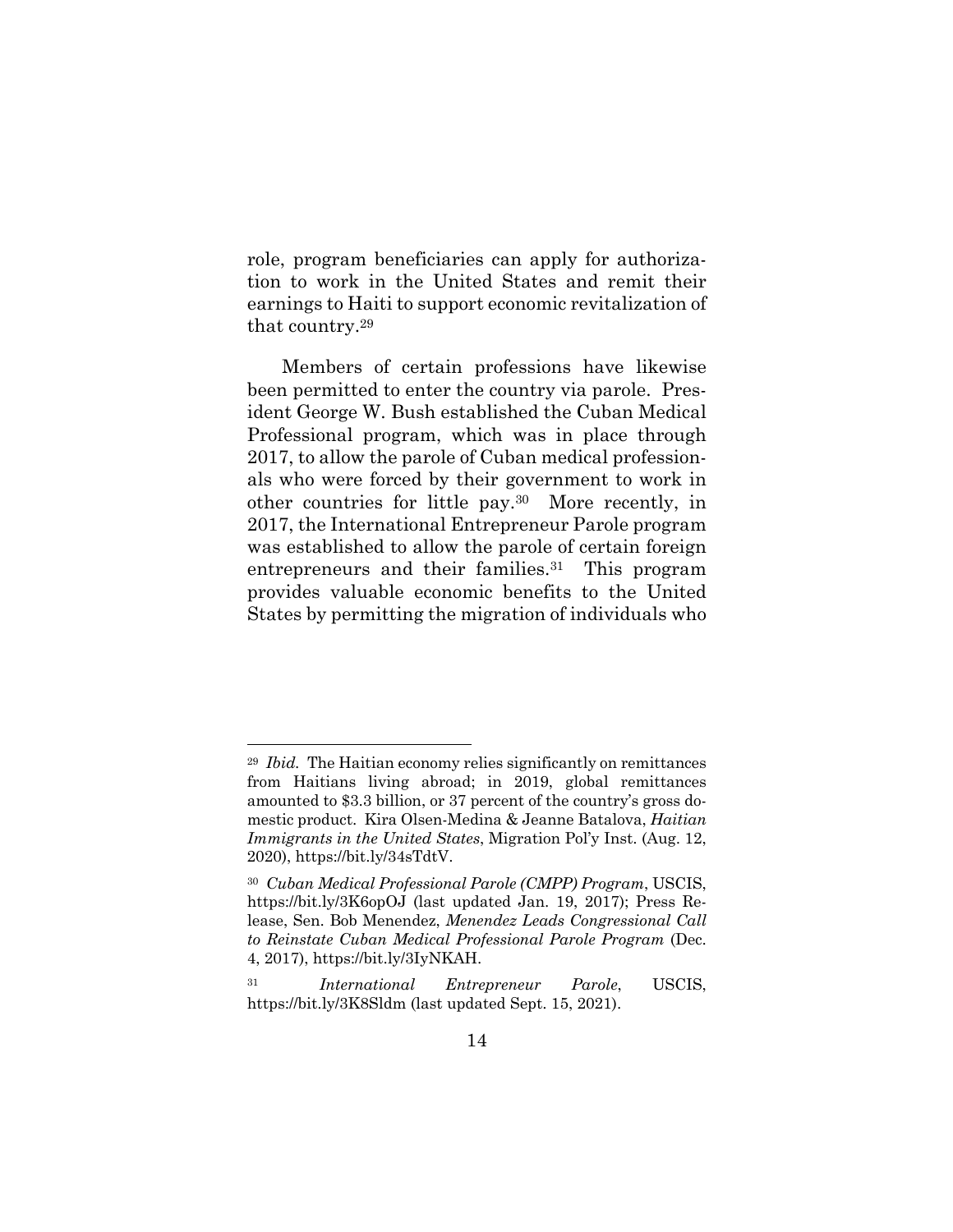role, program beneficiaries can apply for authorization to work in the United States and remit their earnings to Haiti to support economic revitalization of that country.[29]

Members of certain professions have likewise been permitted to enter the country via parole. President George W. Bush established the Cuban Medical Professional program, which was in place through 2017, to allow the parole of Cuban medical professionals who were forced by their government to work in other countries for little pay.[30] More recently, in 2017, the International Entrepreneur Parole program was established to allow the parole of certain foreign entrepreneurs and their families.[31] This program provides valuable economic benefits to the United States by permitting the migration of individuals who

---

[29] *Ibid.* The Haitian economy relies significantly on remittances from Haitians living abroad; in 2019, global remittances amounted to $3.3 billion, or 37 percent of the country's gross domestic product. Kira Olsen-Medina & Jeanne Batalova, *Haitian Immigrants in the United States*, Migration Pol'y Inst. (Aug. 12, 2020), https://bit.ly/34sTdtV.

[30] *Cuban Medical Professional Parole (CMPP) Program*, USCIS, https://bit.ly/3K6opOJ (last updated Jan. 19, 2017); Press Release, Sen. Bob Menendez, *Menendez Leads Congressional Call to Reinstate Cuban Medical Professional Parole Program* (Dec. 4, 2017), https://bit.ly/3IyNKAH.

[31] *International Entrepreneur Parole*, USCIS, https://bit.ly/3K8Sldm (last updated Sept. 15, 2021).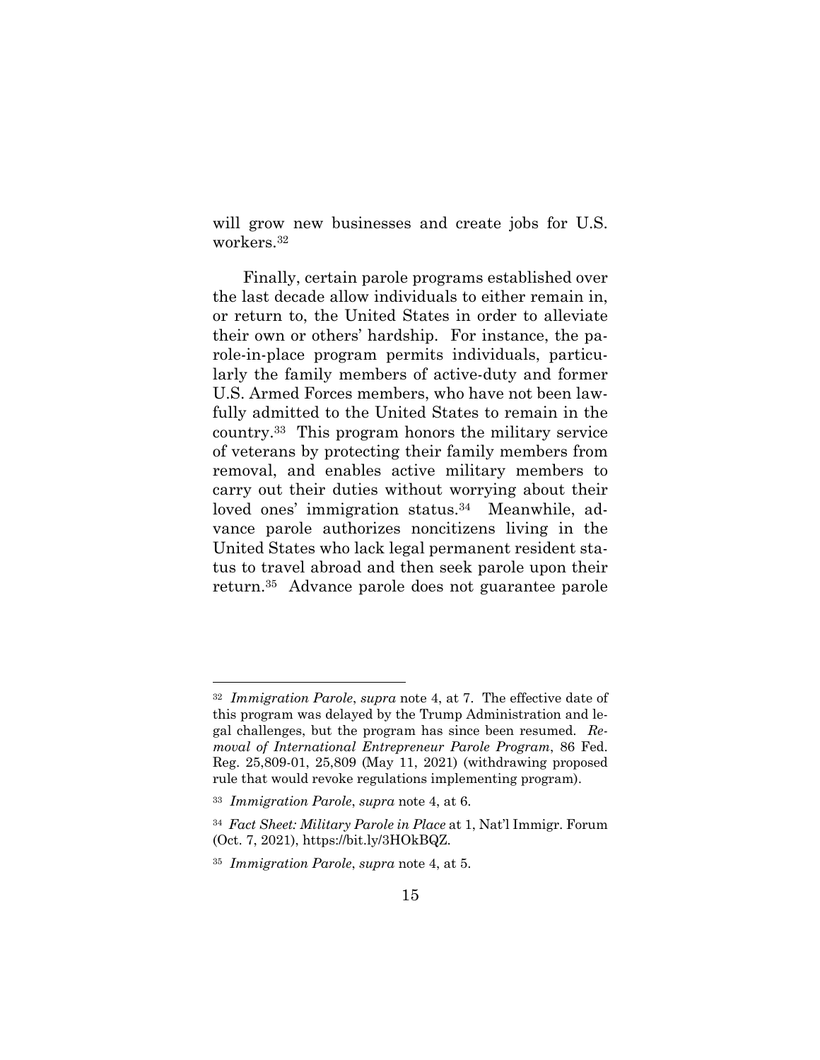will grow new businesses and create jobs for U.S. workers.[32]

Finally, certain parole programs established over the last decade allow individuals to either remain in, or return to, the United States in order to alleviate their own or others' hardship. For instance, the parole-in-place program permits individuals, particularly the family members of active-duty and former U.S. Armed Forces members, who have not been lawfully admitted to the United States to remain in the country.[33] This program honors the military service of veterans by protecting their family members from removal, and enables active military members to carry out their duties without worrying about their loved ones' immigration status.[34] Meanwhile, advance parole authorizes noncitizens living in the United States who lack legal permanent resident status to travel abroad and then seek parole upon their return.[35] Advance parole does not guarantee parole

---

[32] *Immigration Parole*, *supra* note 4, at 7. The effective date of this program was delayed by the Trump Administration and legal challenges, but the program has since been resumed. *Removal of International Entrepreneur Parole Program*, 86 Fed. Reg. 25,809-01, 25,809 (May 11, 2021) (withdrawing proposed rule that would revoke regulations implementing program).

[33] *Immigration Parole*, *supra* note 4, at 6.

[34] *Fact Sheet: Military Parole in Place* at 1, Nat'l Immigr. Forum (Oct. 7, 2021), https://bit.ly/3HOkBQZ.

[35] *Immigration Parole*, *supra* note 4, at 5.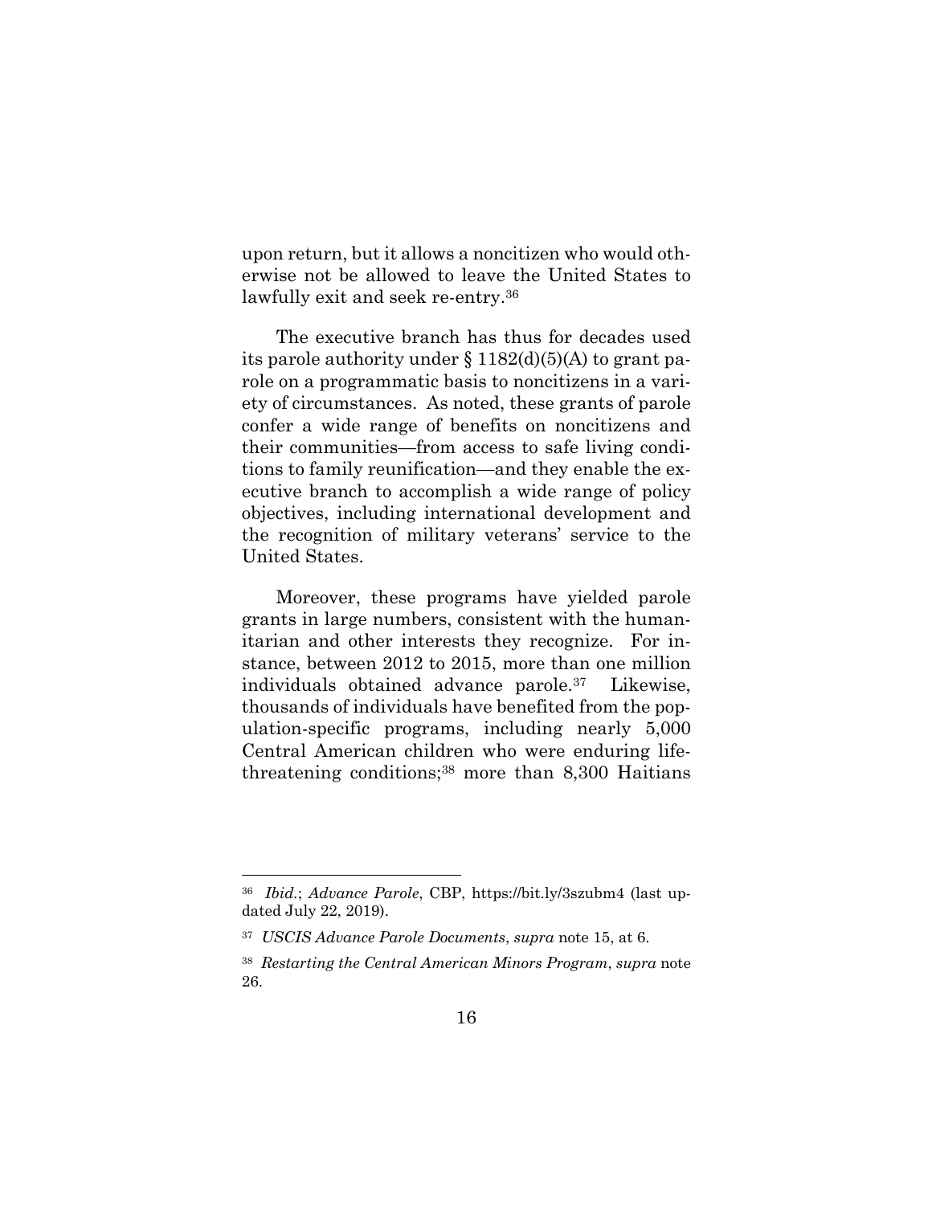upon return, but it allows a noncitizen who would otherwise not be allowed to leave the United States to lawfully exit and seek re-entry.[36]

The executive branch has thus for decades used its parole authority under § 1182(d)(5)(A) to grant parole on a programmatic basis to noncitizens in a variety of circumstances. As noted, these grants of parole confer a wide range of benefits on noncitizens and their communities—from access to safe living conditions to family reunification—and they enable the executive branch to accomplish a wide range of policy objectives, including international development and the recognition of military veterans' service to the United States.

Moreover, these programs have yielded parole grants in large numbers, consistent with the humanitarian and other interests they recognize. For instance, between 2012 to 2015, more than one million individuals obtained advance parole.[37] Likewise, thousands of individuals have benefited from the population-specific programs, including nearly 5,000 Central American children who were enduring life-threatening conditions;[38] more than 8,300 Haitians

---

[36] *Ibid.*; *Advance Parole*, CBP, https://bit.ly/3szubm4 (last updated July 22, 2019).

[37] *USCIS Advance Parole Documents*, *supra* note 15, at 6.

[38] *Restarting the Central American Minors Program*, *supra* note 26.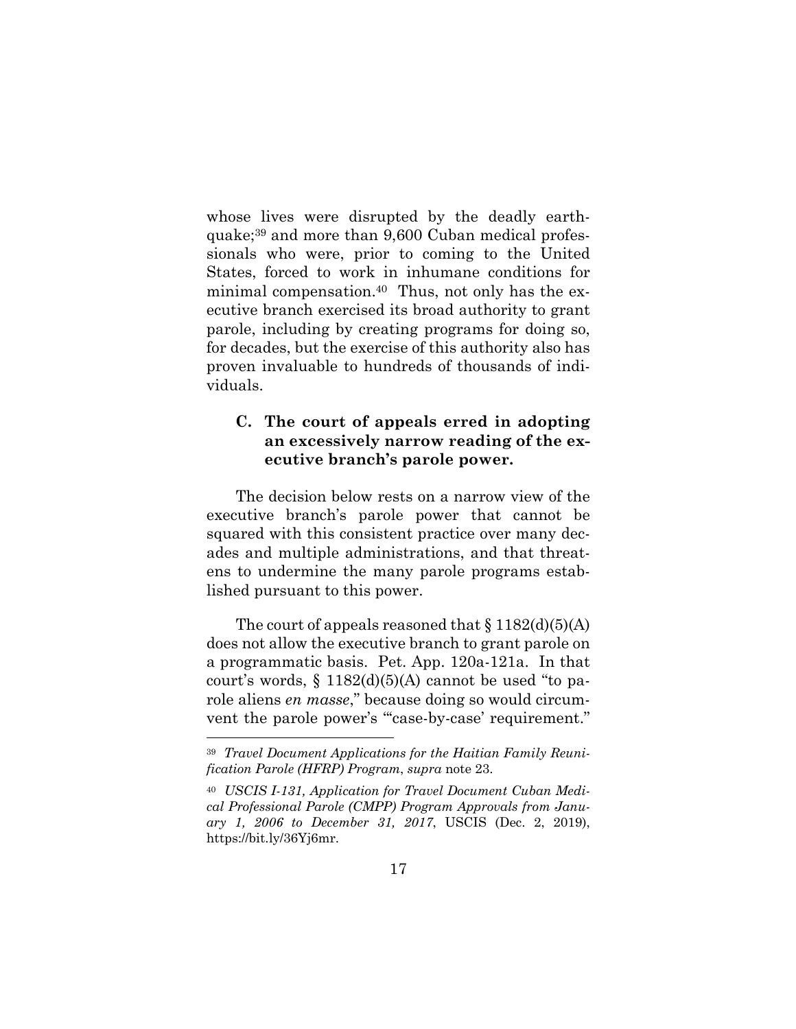whose lives were disrupted by the deadly earthquake;[39] and more than 9,600 Cuban medical professionals who were, prior to coming to the United States, forced to work in inhumane conditions for minimal compensation.[40] Thus, not only has the executive branch exercised its broad authority to grant parole, including by creating programs for doing so, for decades, but the exercise of this authority also has proven invaluable to hundreds of thousands of individuals.

### C. The court of appeals erred in adopting an excessively narrow reading of the executive branch's parole power.

The decision below rests on a narrow view of the executive branch's parole power that cannot be squared with this consistent practice over many decades and multiple administrations, and that threatens to undermine the many parole programs established pursuant to this power.

The court of appeals reasoned that § 1182(d)(5)(A) does not allow the executive branch to grant parole on a programmatic basis. Pet. App. 120a-121a. In that court's words, § 1182(d)(5)(A) cannot be used "to parole aliens *en masse*," because doing so would circumvent the parole power's "'case-by-case' requirement."

---

[39] *Travel Document Applications for the Haitian Family Reunification Parole (HFRP) Program*, *supra* note 23.

[40] *USCIS I-131, Application for Travel Document Cuban Medical Professional Parole (CMPP) Program Approvals from January 1, 2006 to December 31, 2017*, USCIS (Dec. 2, 2019), https://bit.ly/36Yj6mr.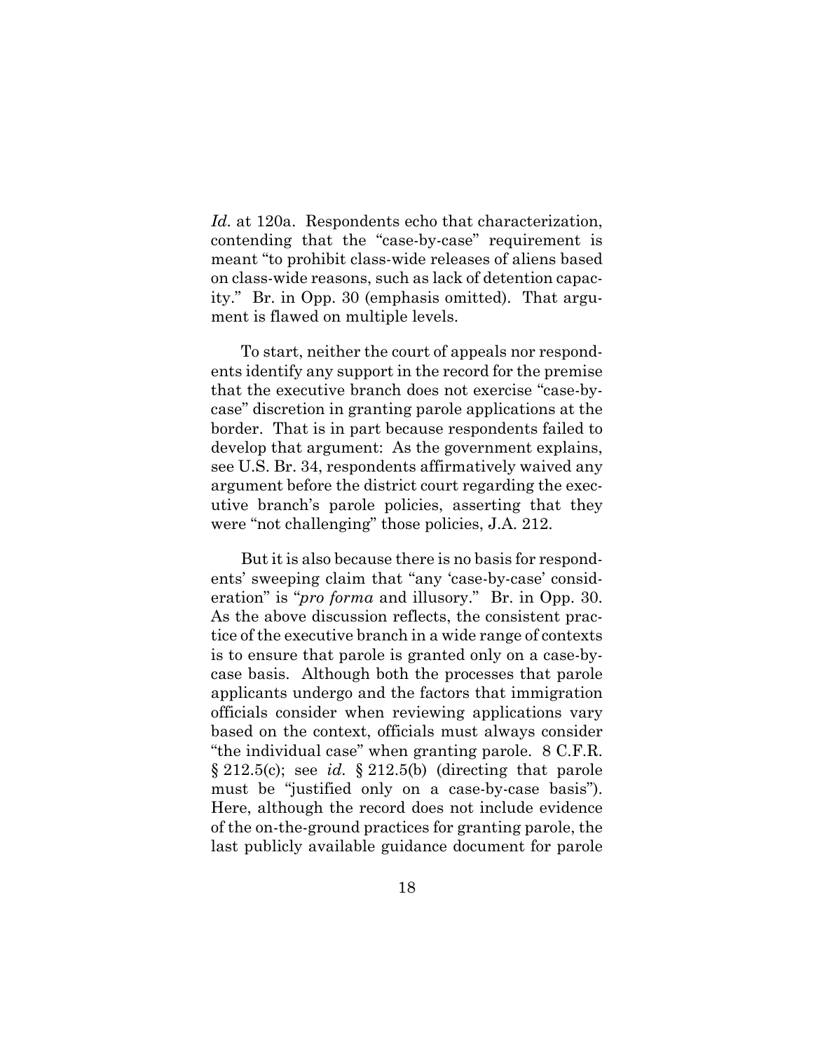*Id.* at 120a. Respondents echo that characterization, contending that the "case-by-case" requirement is meant "to prohibit class-wide releases of aliens based on class-wide reasons, such as lack of detention capacity." Br. in Opp. 30 (emphasis omitted). That argument is flawed on multiple levels.

To start, neither the court of appeals nor respondents identify any support in the record for the premise that the executive branch does not exercise "case-by-case" discretion in granting parole applications at the border. That is in part because respondents failed to develop that argument: As the government explains, see U.S. Br. 34, respondents affirmatively waived any argument before the district court regarding the executive branch's parole policies, asserting that they were "not challenging" those policies, J.A. 212.

But it is also because there is no basis for respondents' sweeping claim that "any 'case-by-case' consideration" is "*pro forma* and illusory." Br. in Opp. 30. As the above discussion reflects, the consistent practice of the executive branch in a wide range of contexts is to ensure that parole is granted only on a case-by-case basis. Although both the processes that parole applicants undergo and the factors that immigration officials consider when reviewing applications vary based on the context, officials must always consider "the individual case" when granting parole. 8 C.F.R. § 212.5(c); see *id.* § 212.5(b) (directing that parole must be "justified only on a case-by-case basis"). Here, although the record does not include evidence of the on-the-ground practices for granting parole, the last publicly available guidance document for parole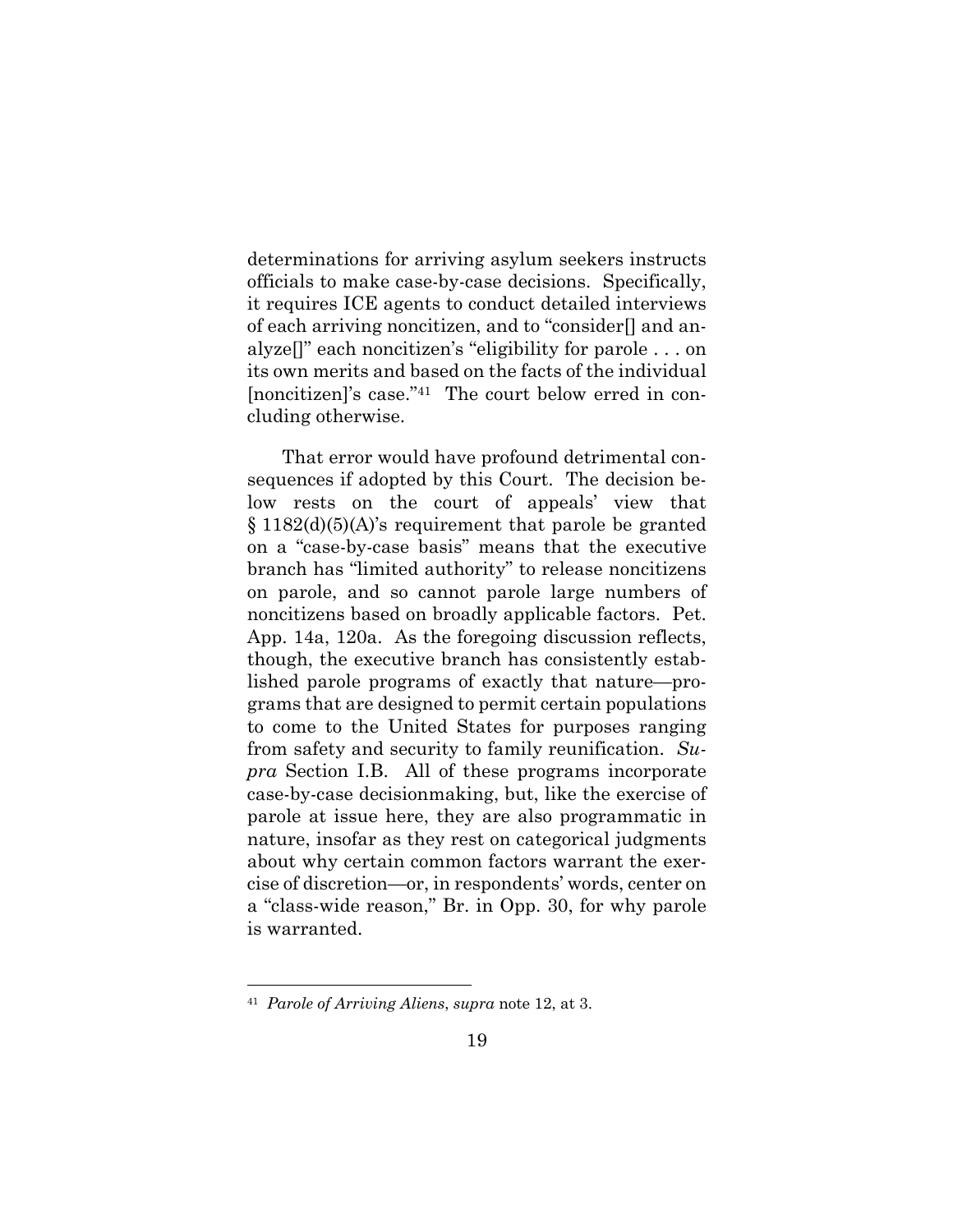determinations for arriving asylum seekers instructs officials to make case-by-case decisions. Specifically, it requires ICE agents to conduct detailed interviews of each arriving noncitizen, and to "consider[] and analyze[]" each noncitizen's "eligibility for parole . . . on its own merits and based on the facts of the individual [noncitizen]'s case."[41] The court below erred in concluding otherwise.

That error would have profound detrimental consequences if adopted by this Court. The decision below rests on the court of appeals' view that § 1182(d)(5)(A)'s requirement that parole be granted on a "case-by-case basis" means that the executive branch has "limited authority" to release noncitizens on parole, and so cannot parole large numbers of noncitizens based on broadly applicable factors. Pet. App. 14a, 120a. As the foregoing discussion reflects, though, the executive branch has consistently established parole programs of exactly that nature—programs that are designed to permit certain populations to come to the United States for purposes ranging from safety and security to family reunification. *Supra* Section I.B. All of these programs incorporate case-by-case decisionmaking, but, like the exercise of parole at issue here, they are also programmatic in nature, insofar as they rest on categorical judgments about why certain common factors warrant the exercise of discretion—or, in respondents' words, center on a "class-wide reason," Br. in Opp. 30, for why parole is warranted.

[41] *Parole of Arriving Aliens*, *supra* note 12, at 3.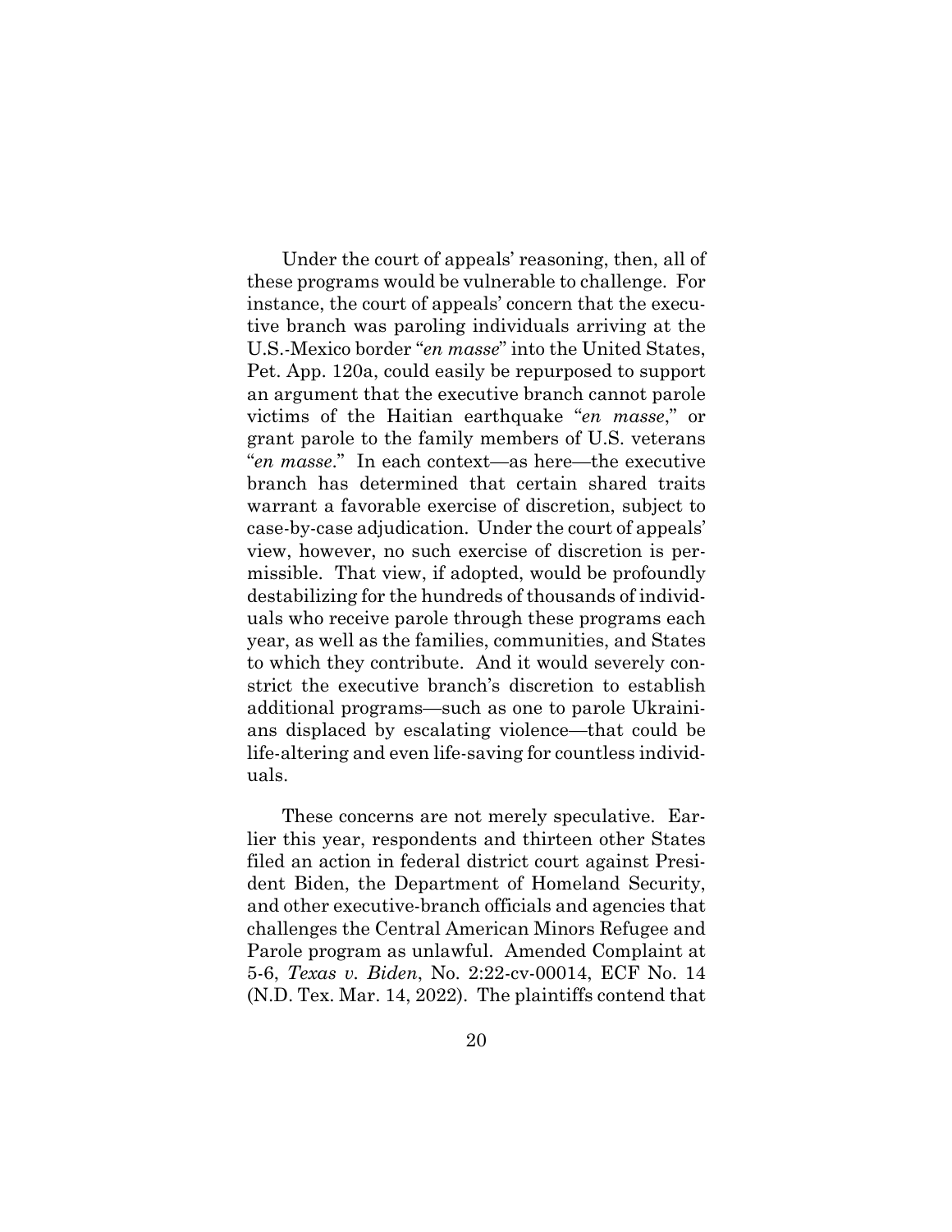Under the court of appeals' reasoning, then, all of these programs would be vulnerable to challenge. For instance, the court of appeals' concern that the executive branch was paroling individuals arriving at the U.S.-Mexico border "*en masse*" into the United States, Pet. App. 120a, could easily be repurposed to support an argument that the executive branch cannot parole victims of the Haitian earthquake "*en masse*," or grant parole to the family members of U.S. veterans "*en masse*." In each context—as here—the executive branch has determined that certain shared traits warrant a favorable exercise of discretion, subject to case-by-case adjudication. Under the court of appeals' view, however, no such exercise of discretion is permissible. That view, if adopted, would be profoundly destabilizing for the hundreds of thousands of individuals who receive parole through these programs each year, as well as the families, communities, and States to which they contribute. And it would severely constrict the executive branch's discretion to establish additional programs—such as one to parole Ukrainians displaced by escalating violence—that could be life-altering and even life-saving for countless individuals.

These concerns are not merely speculative. Earlier this year, respondents and thirteen other States filed an action in federal district court against President Biden, the Department of Homeland Security, and other executive-branch officials and agencies that challenges the Central American Minors Refugee and Parole program as unlawful. Amended Complaint at 5-6, *Texas v. Biden*, No. 2:22-cv-00014, ECF No. 14 (N.D. Tex. Mar. 14, 2022). The plaintiffs contend that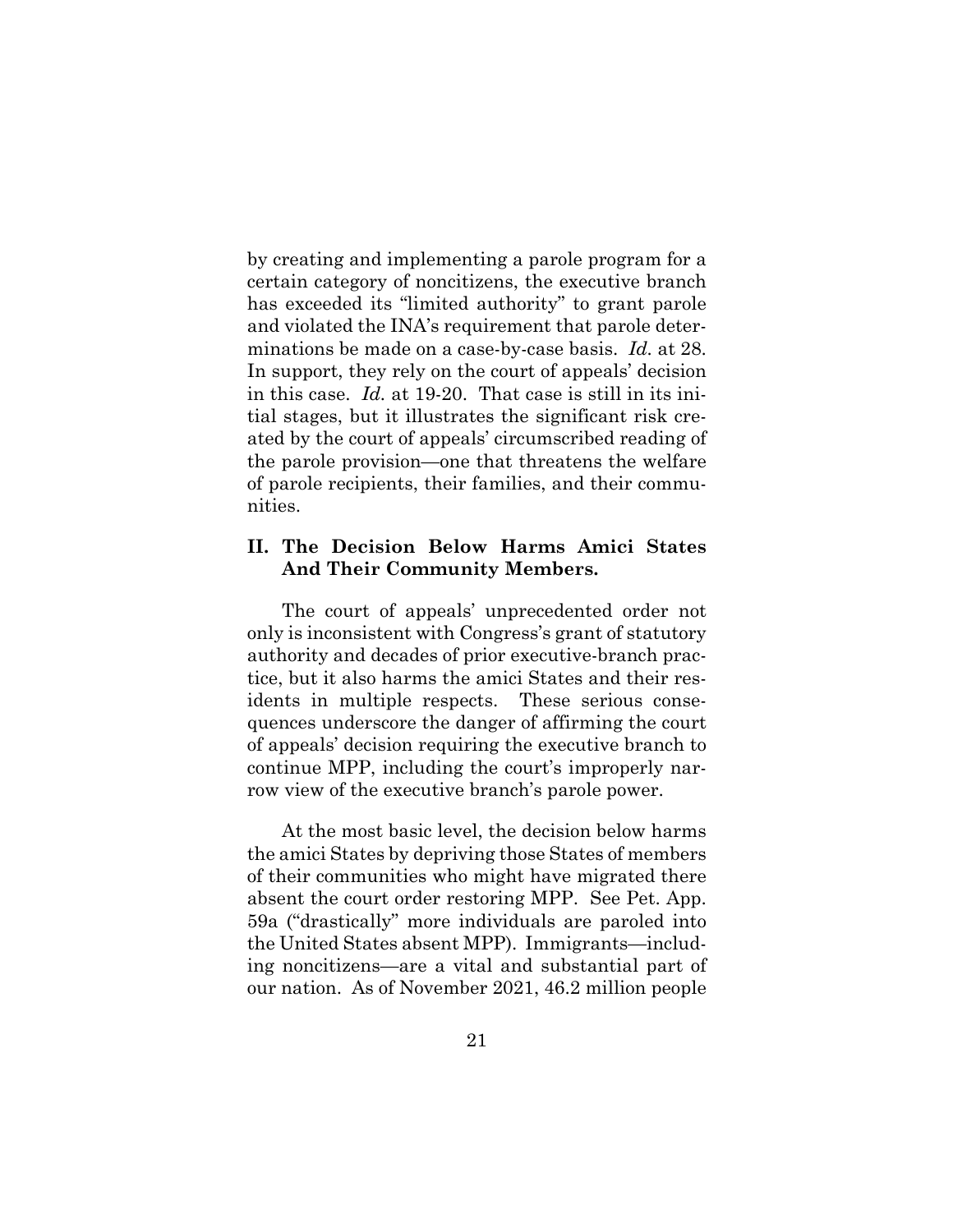by creating and implementing a parole program for a certain category of noncitizens, the executive branch has exceeded its "limited authority" to grant parole and violated the INA's requirement that parole determinations be made on a case-by-case basis. *Id.* at 28. In support, they rely on the court of appeals' decision in this case. *Id.* at 19-20. That case is still in its initial stages, but it illustrates the significant risk created by the court of appeals' circumscribed reading of the parole provision—one that threatens the welfare of parole recipients, their families, and their communities.

## II. The Decision Below Harms Amici States And Their Community Members.

The court of appeals' unprecedented order not only is inconsistent with Congress's grant of statutory authority and decades of prior executive-branch practice, but it also harms the amici States and their residents in multiple respects. These serious consequences underscore the danger of affirming the court of appeals' decision requiring the executive branch to continue MPP, including the court's improperly narrow view of the executive branch's parole power.

At the most basic level, the decision below harms the amici States by depriving those States of members of their communities who might have migrated there absent the court order restoring MPP. See Pet. App. 59a ("drastically" more individuals are paroled into the United States absent MPP). Immigrants—including noncitizens—are a vital and substantial part of our nation. As of November 2021, 46.2 million people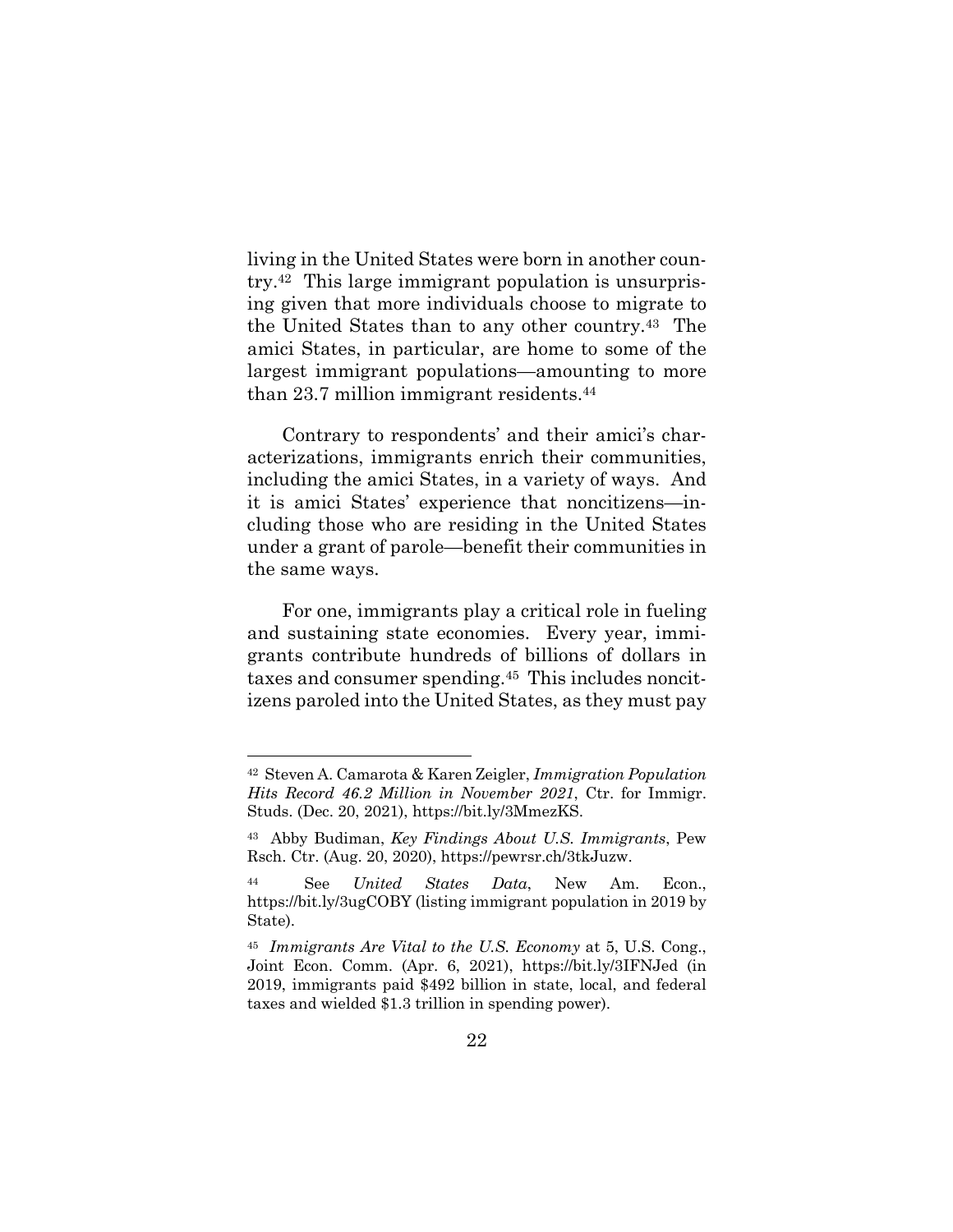living in the United States were born in another country.[42] This large immigrant population is unsurprising given that more individuals choose to migrate to the United States than to any other country.[43] The amici States, in particular, are home to some of the largest immigrant populations—amounting to more than 23.7 million immigrant residents.[44]

Contrary to respondents' and their amici's characterizations, immigrants enrich their communities, including the amici States, in a variety of ways. And it is amici States' experience that noncitizens—including those who are residing in the United States under a grant of parole—benefit their communities in the same ways.

For one, immigrants play a critical role in fueling and sustaining state economies. Every year, immigrants contribute hundreds of billions of dollars in taxes and consumer spending.[45] This includes noncitizens paroled into the United States, as they must pay

---

[42] Steven A. Camarota & Karen Zeigler, *Immigration Population Hits Record 46.2 Million in November 2021*, Ctr. for Immigr. Studs. (Dec. 20, 2021), https://bit.ly/3MmezKS.

[43] Abby Budiman, *Key Findings About U.S. Immigrants*, Pew Rsch. Ctr. (Aug. 20, 2020), https://pewrsr.ch/3tkJuzw.

[44] See *United States Data*, New Am. Econ., https://bit.ly/3ugCOBY (listing immigrant population in 2019 by State).

[45] *Immigrants Are Vital to the U.S. Economy* at 5, U.S. Cong., Joint Econ. Comm. (Apr. 6, 2021), https://bit.ly/3IFNJed (in 2019, immigrants paid $492 billion in state, local, and federal taxes and wielded $1.3 trillion in spending power).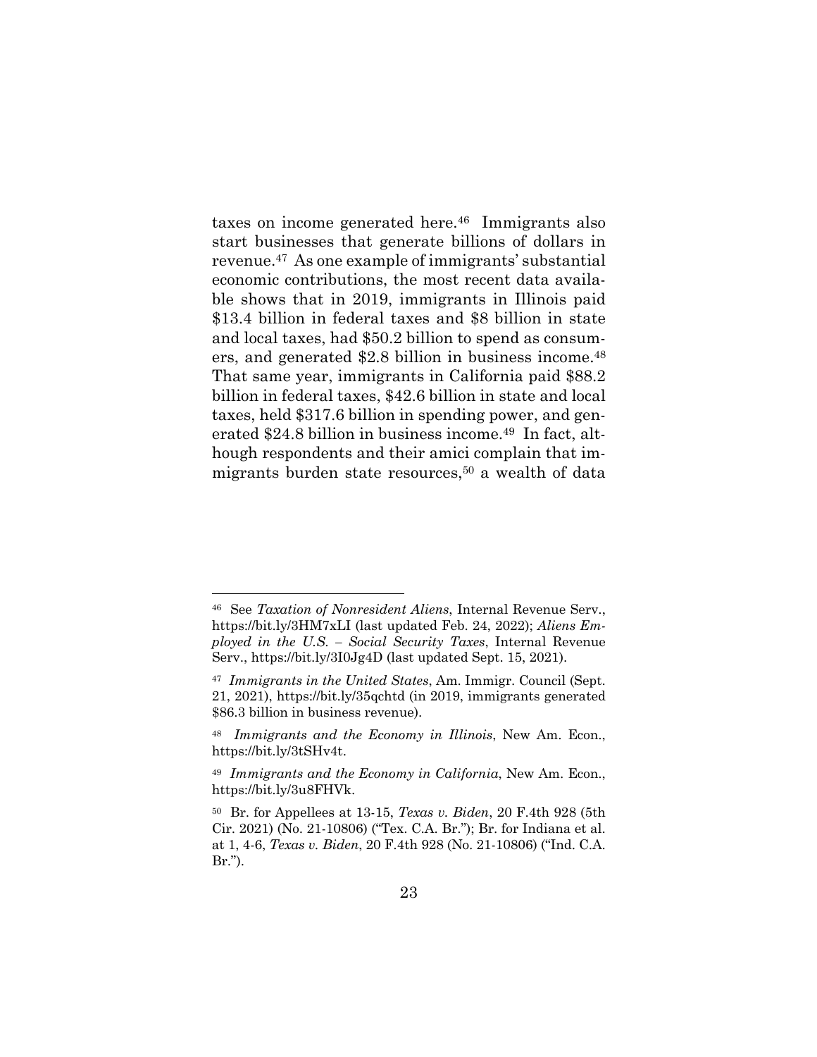taxes on income generated here.[46] Immigrants also start businesses that generate billions of dollars in revenue.[47] As one example of immigrants' substantial economic contributions, the most recent data available shows that in 2019, immigrants in Illinois paid $13.4 billion in federal taxes and $8 billion in state and local taxes, had $50.2 billion to spend as consumers, and generated $2.8 billion in business income.[48] That same year, immigrants in California paid $88.2 billion in federal taxes, $42.6 billion in state and local taxes, held $317.6 billion in spending power, and generated $24.8 billion in business income.[49] In fact, although respondents and their amici complain that immigrants burden state resources,[50] a wealth of data

---

[46] See *Taxation of Nonresident Aliens*, Internal Revenue Serv., https://bit.ly/3HM7xLI (last updated Feb. 24, 2022); *Aliens Employed in the U.S. – Social Security Taxes*, Internal Revenue Serv., https://bit.ly/3I0Jg4D (last updated Sept. 15, 2021).

[47] *Immigrants in the United States*, Am. Immigr. Council (Sept. 21, 2021), https://bit.ly/35qchtd (in 2019, immigrants generated $86.3 billion in business revenue).

[48] *Immigrants and the Economy in Illinois*, New Am. Econ., https://bit.ly/3tSHv4t.

[49] *Immigrants and the Economy in California*, New Am. Econ., https://bit.ly/3u8FHVk.

[50] Br. for Appellees at 13-15, *Texas v. Biden*, 20 F.4th 928 (5th Cir. 2021) (No. 21-10806) ("Tex. C.A. Br."); Br. for Indiana et al. at 1, 4-6, *Texas v. Biden*, 20 F.4th 928 (No. 21-10806) ("Ind. C.A. Br.").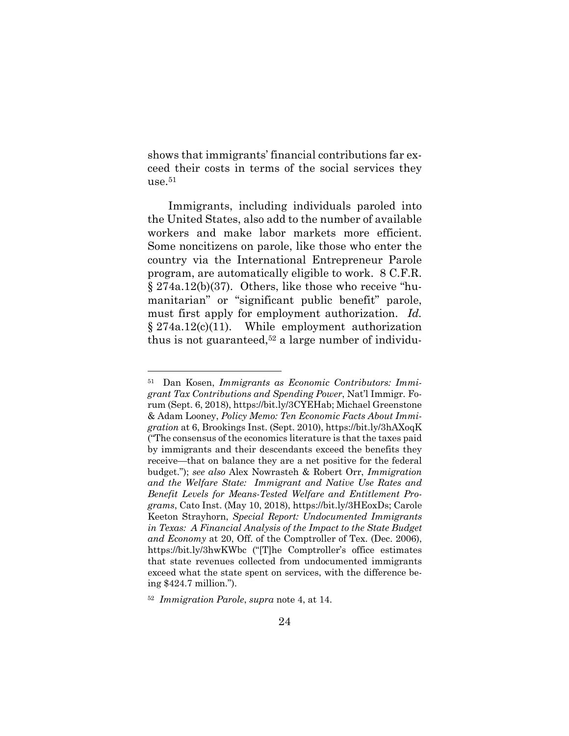shows that immigrants' financial contributions far exceed their costs in terms of the social services they use.[51]

Immigrants, including individuals paroled into the United States, also add to the number of available workers and make labor markets more efficient. Some noncitizens on parole, like those who enter the country via the International Entrepreneur Parole program, are automatically eligible to work. 8 C.F.R. § 274a.12(b)(37). Others, like those who receive "humanitarian" or "significant public benefit" parole, must first apply for employment authorization. *Id.* § 274a.12(c)(11). While employment authorization thus is not guaranteed,[52] a large number of individu-

---

[51] Dan Kosen, *Immigrants as Economic Contributors: Immigrant Tax Contributions and Spending Power*, Nat'l Immigr. Forum (Sept. 6, 2018), https://bit.ly/3CYEHab; Michael Greenstone & Adam Looney, *Policy Memo: Ten Economic Facts About Immigration* at 6, Brookings Inst. (Sept. 2010), https://bit.ly/3hAXoqK ("The consensus of the economics literature is that the taxes paid by immigrants and their descendants exceed the benefits they receive—that on balance they are a net positive for the federal budget."); *see also* Alex Nowrasteh & Robert Orr, *Immigration and the Welfare State: Immigrant and Native Use Rates and Benefit Levels for Means-Tested Welfare and Entitlement Programs*, Cato Inst. (May 10, 2018), https://bit.ly/3HEoxDs; Carole Keeton Strayhorn, *Special Report: Undocumented Immigrants in Texas: A Financial Analysis of the Impact to the State Budget and Economy* at 20, Off. of the Comptroller of Tex. (Dec. 2006), https://bit.ly/3hwKWbc ("[T]he Comptroller's office estimates that state revenues collected from undocumented immigrants exceed what the state spent on services, with the difference being $424.7 million.").

[52] *Immigration Parole*, *supra* note 4, at 14.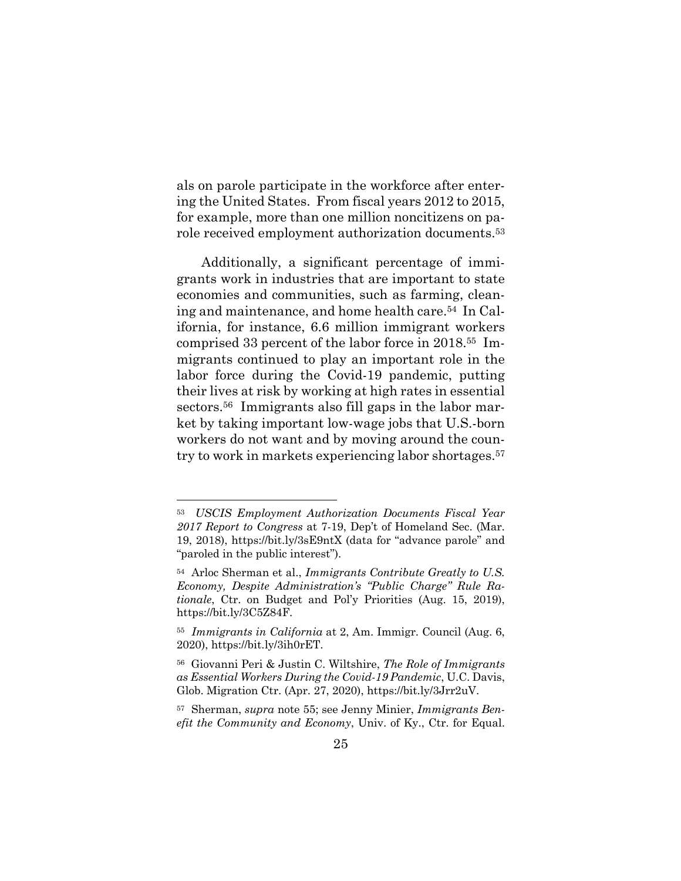als on parole participate in the workforce after entering the United States. From fiscal years 2012 to 2015, for example, more than one million noncitizens on parole received employment authorization documents.[53]

Additionally, a significant percentage of immigrants work in industries that are important to state economies and communities, such as farming, cleaning and maintenance, and home health care.[54] In California, for instance, 6.6 million immigrant workers comprised 33 percent of the labor force in 2018.[55] Immigrants continued to play an important role in the labor force during the Covid-19 pandemic, putting their lives at risk by working at high rates in essential sectors.[56] Immigrants also fill gaps in the labor market by taking important low-wage jobs that U.S.-born workers do not want and by moving around the country to work in markets experiencing labor shortages.[57]

---

[53] *USCIS Employment Authorization Documents Fiscal Year 2017 Report to Congress* at 7-19, Dep't of Homeland Sec. (Mar. 19, 2018), https://bit.ly/3sE9ntX (data for "advance parole" and "paroled in the public interest").

[54] Arloc Sherman et al., *Immigrants Contribute Greatly to U.S. Economy, Despite Administration's "Public Charge" Rule Rationale*, Ctr. on Budget and Pol'y Priorities (Aug. 15, 2019), https://bit.ly/3C5Z84F.

[55] *Immigrants in California* at 2, Am. Immigr. Council (Aug. 6, 2020), https://bit.ly/3ih0rET.

[56] Giovanni Peri & Justin C. Wiltshire, *The Role of Immigrants as Essential Workers During the Covid-19 Pandemic*, U.C. Davis, Glob. Migration Ctr. (Apr. 27, 2020), https://bit.ly/3Jrr2uV.

[57] Sherman, *supra* note 55; see Jenny Minier, *Immigrants Benefit the Community and Economy*, Univ. of Ky., Ctr. for Equal.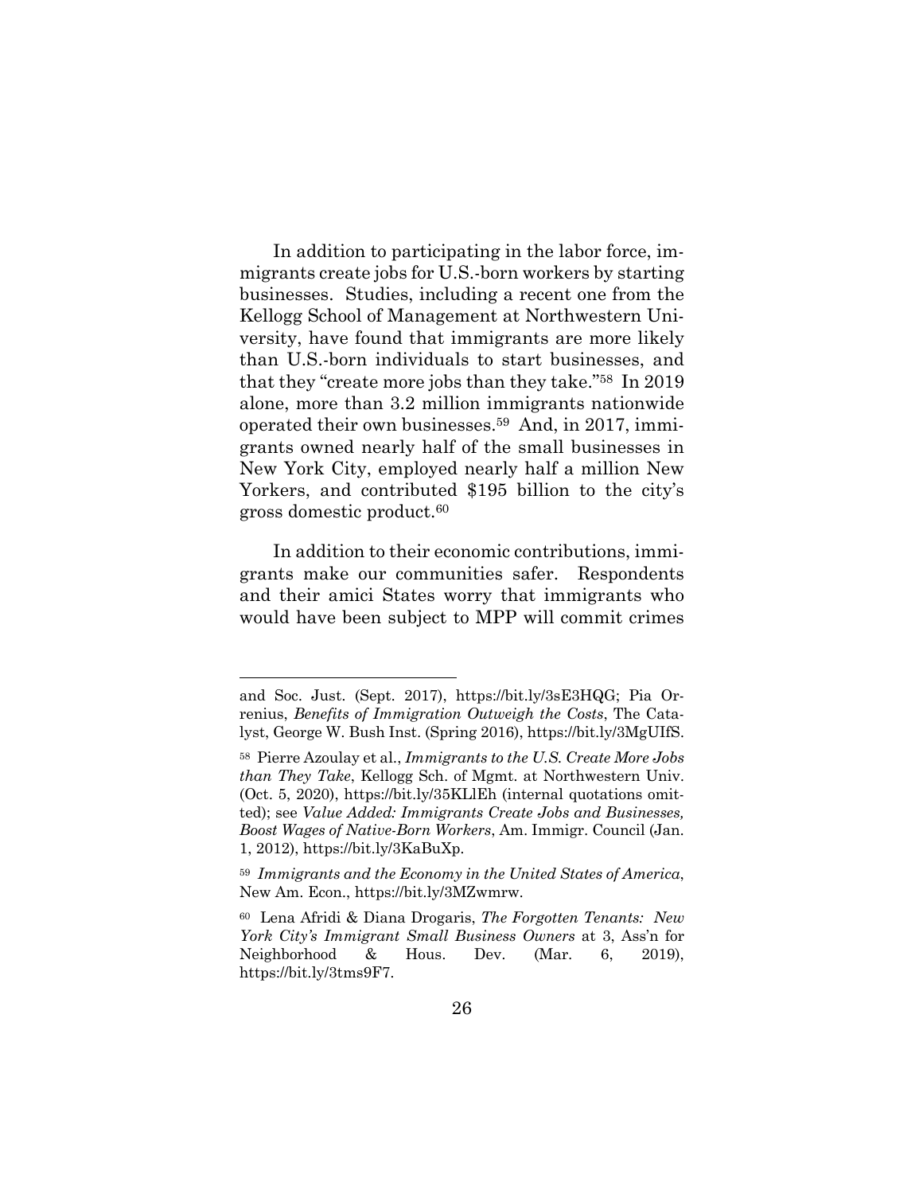In addition to participating in the labor force, immigrants create jobs for U.S.-born workers by starting businesses. Studies, including a recent one from the Kellogg School of Management at Northwestern University, have found that immigrants are more likely than U.S.-born individuals to start businesses, and that they "create more jobs than they take."[58] In 2019 alone, more than 3.2 million immigrants nationwide operated their own businesses.[59] And, in 2017, immigrants owned nearly half of the small businesses in New York City, employed nearly half a million New Yorkers, and contributed $195 billion to the city's gross domestic product.[60]

In addition to their economic contributions, immigrants make our communities safer. Respondents and their amici States worry that immigrants who would have been subject to MPP will commit crimes

---

and Soc. Just. (Sept. 2017), https://bit.ly/3sE3HQG; Pia Orrenius, *Benefits of Immigration Outweigh the Costs*, The Catalyst, George W. Bush Inst. (Spring 2016), https://bit.ly/3MgUIfS.

[58] Pierre Azoulay et al., *Immigrants to the U.S. Create More Jobs than They Take*, Kellogg Sch. of Mgmt. at Northwestern Univ. (Oct. 5, 2020), https://bit.ly/35KLlEh (internal quotations omitted); see *Value Added: Immigrants Create Jobs and Businesses, Boost Wages of Native-Born Workers*, Am. Immigr. Council (Jan. 1, 2012), https://bit.ly/3KaBuXp.

[59] *Immigrants and the Economy in the United States of America*, New Am. Econ., https://bit.ly/3MZwmrw.

[60] Lena Afridi & Diana Drogaris, *The Forgotten Tenants: New York City's Immigrant Small Business Owners* at 3, Ass'n for Neighborhood & Hous. Dev. (Mar. 6, 2019), https://bit.ly/3tms9F7.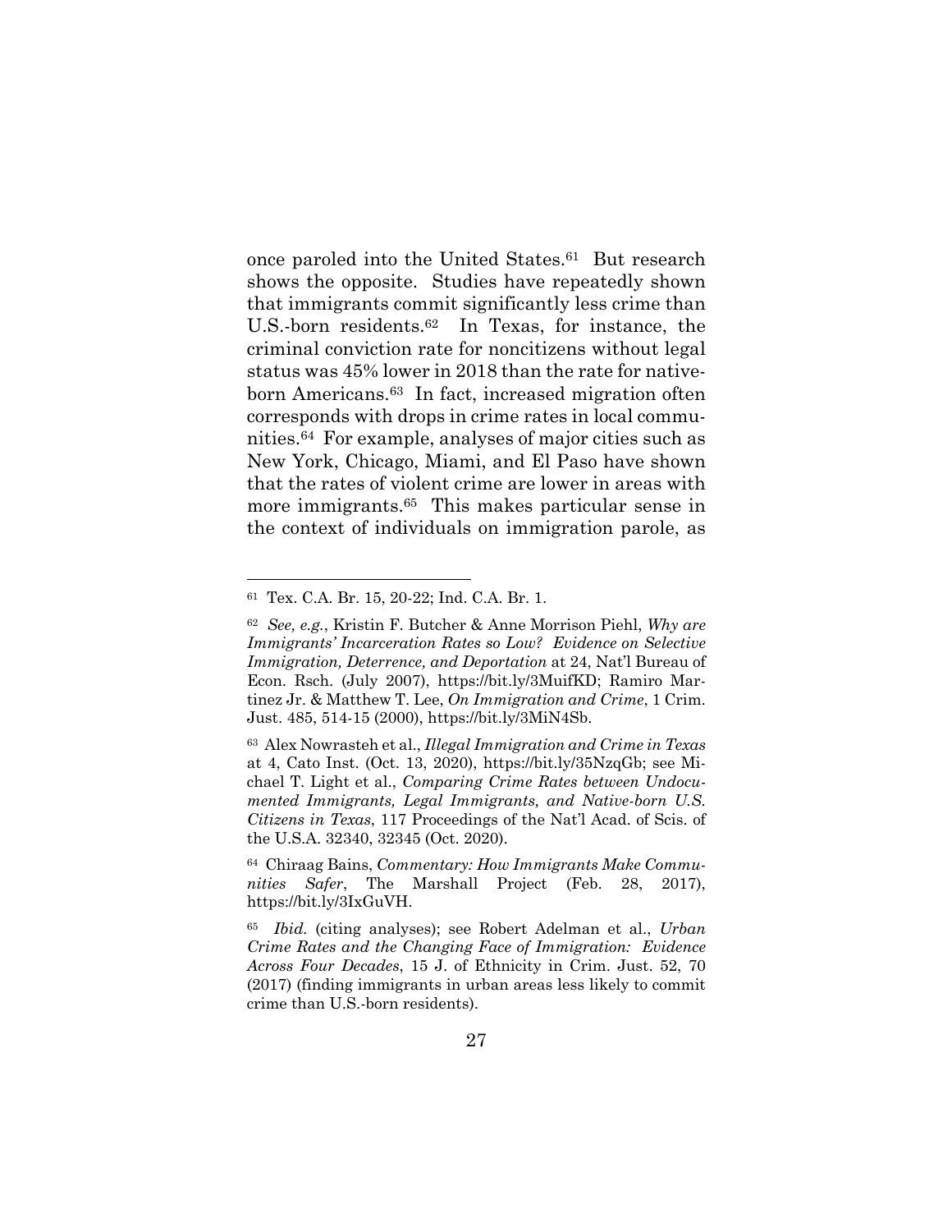once paroled into the United States.[61] But research shows the opposite. Studies have repeatedly shown that immigrants commit significantly less crime than U.S.-born residents.[62] In Texas, for instance, the criminal conviction rate for noncitizens without legal status was 45% lower in 2018 than the rate for native-born Americans.[63] In fact, increased migration often corresponds with drops in crime rates in local communities.[64] For example, analyses of major cities such as New York, Chicago, Miami, and El Paso have shown that the rates of violent crime are lower in areas with more immigrants.[65] This makes particular sense in the context of individuals on immigration parole, as

---

[61] Tex. C.A. Br. 15, 20-22; Ind. C.A. Br. 1.

[62] *See, e.g.*, Kristin F. Butcher & Anne Morrison Piehl, *Why are Immigrants' Incarceration Rates so Low? Evidence on Selective Immigration, Deterrence, and Deportation* at 24, Nat'l Bureau of Econ. Rsch. (July 2007), https://bit.ly/3MuifKD; Ramiro Martinez Jr. & Matthew T. Lee, *On Immigration and Crime*, 1 Crim. Just. 485, 514-15 (2000), https://bit.ly/3MiN4Sb.

[63] Alex Nowrasteh et al., *Illegal Immigration and Crime in Texas* at 4, Cato Inst. (Oct. 13, 2020), https://bit.ly/35NzqGb; see Michael T. Light et al., *Comparing Crime Rates between Undocumented Immigrants, Legal Immigrants, and Native-born U.S. Citizens in Texas*, 117 Proceedings of the Nat'l Acad. of Scis. of the U.S.A. 32340, 32345 (Oct. 2020).

[64] Chiraag Bains, *Commentary: How Immigrants Make Communities Safer*, The Marshall Project (Feb. 28, 2017), https://bit.ly/3IxGuVH.

[65] *Ibid.* (citing analyses); see Robert Adelman et al., *Urban Crime Rates and the Changing Face of Immigration: Evidence Across Four Decades*, 15 J. of Ethnicity in Crim. Just. 52, 70 (2017) (finding immigrants in urban areas less likely to commit crime than U.S.-born residents).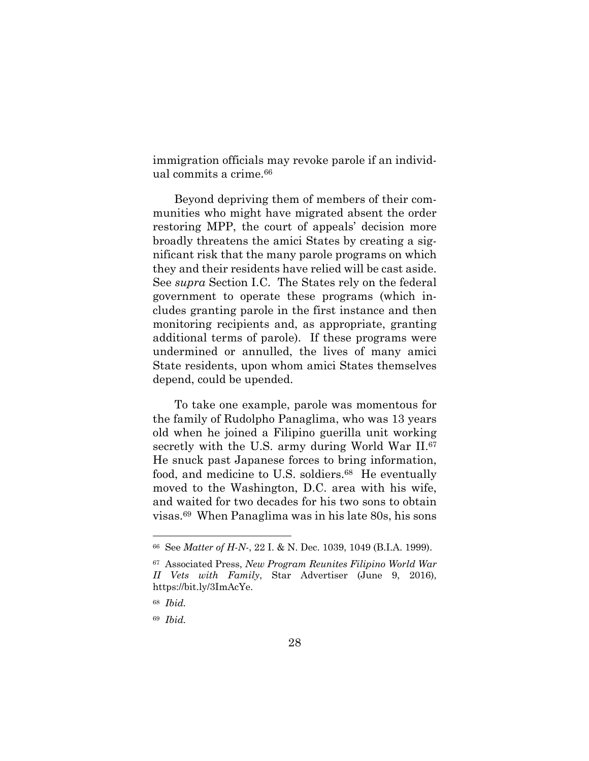immigration officials may revoke parole if an individual commits a crime.[66]

Beyond depriving them of members of their communities who might have migrated absent the order restoring MPP, the court of appeals' decision more broadly threatens the amici States by creating a significant risk that the many parole programs on which they and their residents have relied will be cast aside. See *supra* Section I.C. The States rely on the federal government to operate these programs (which includes granting parole in the first instance and then monitoring recipients and, as appropriate, granting additional terms of parole). If these programs were undermined or annulled, the lives of many amici State residents, upon whom amici States themselves depend, could be upended.

To take one example, parole was momentous for the family of Rudolpho Panaglima, who was 13 years old when he joined a Filipino guerilla unit working secretly with the U.S. army during World War II.[67] He snuck past Japanese forces to bring information, food, and medicine to U.S. soldiers.[68] He eventually moved to the Washington, D.C. area with his wife, and waited for two decades for his two sons to obtain visas.[69] When Panaglima was in his late 80s, his sons

---

[66] See *Matter of H-N-*, 22 I. & N. Dec. 1039, 1049 (B.I.A. 1999).

[67] Associated Press, *New Program Reunites Filipino World War II Vets with Family*, Star Advertiser (June 9, 2016), https://bit.ly/3ImAcYe.

[68] *Ibid.*

[69] *Ibid.*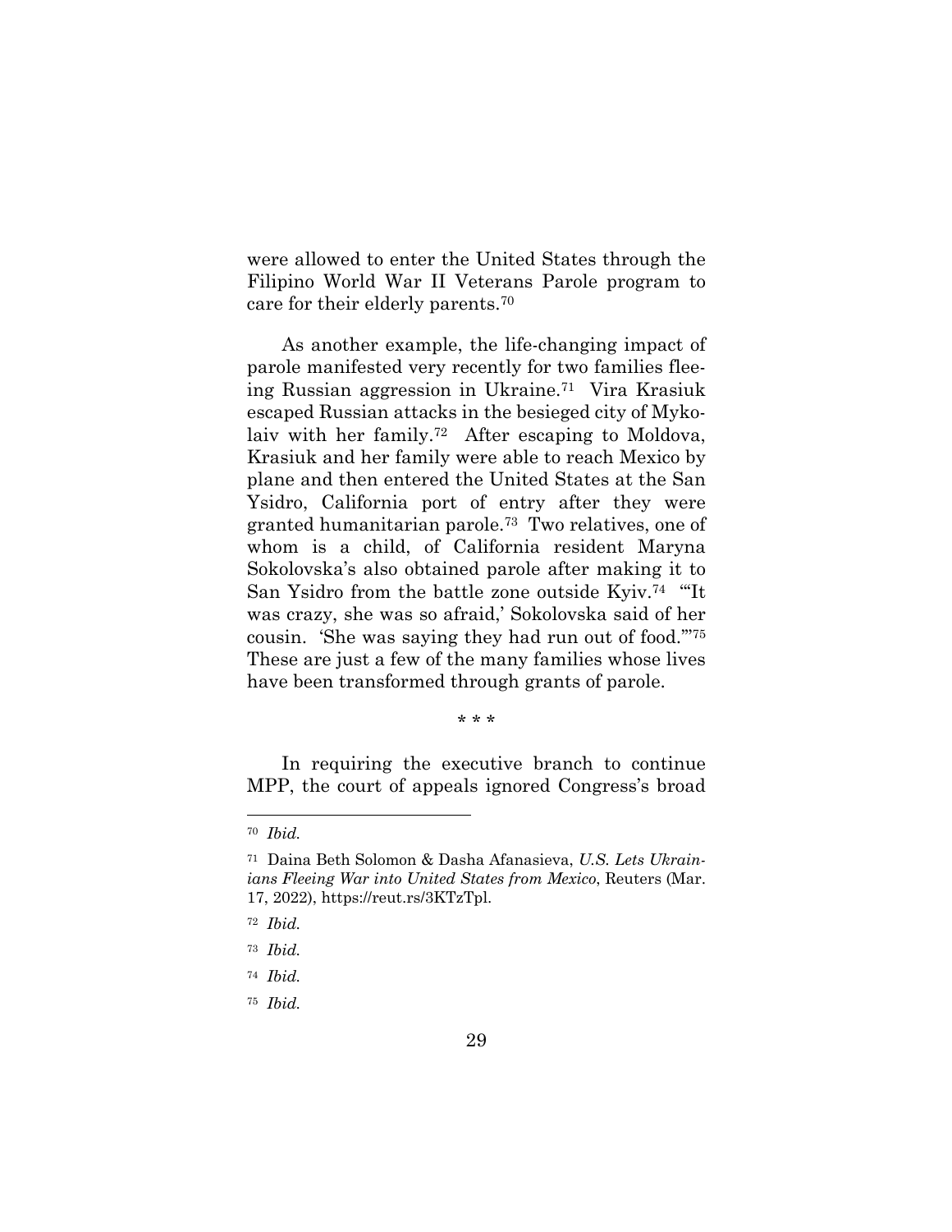were allowed to enter the United States through the Filipino World War II Veterans Parole program to care for their elderly parents.[70]

As another example, the life-changing impact of parole manifested very recently for two families fleeing Russian aggression in Ukraine.[71] Vira Krasiuk escaped Russian attacks in the besieged city of Mykolaiv with her family.[72] After escaping to Moldova, Krasiuk and her family were able to reach Mexico by plane and then entered the United States at the San Ysidro, California port of entry after they were granted humanitarian parole.[73] Two relatives, one of whom is a child, of California resident Maryna Sokolovska's also obtained parole after making it to San Ysidro from the battle zone outside Kyiv.[74] "'It was crazy, she was so afraid,' Sokolovska said of her cousin. 'She was saying they had run out of food.'"[75] These are just a few of the many families whose lives have been transformed through grants of parole.

\* \* \*

In requiring the executive branch to continue MPP, the court of appeals ignored Congress's broad

---

[70] *Ibid.*

[71] Daina Beth Solomon & Dasha Afanasieva, *U.S. Lets Ukrainians Fleeing War into United States from Mexico*, Reuters (Mar. 17, 2022), https://reut.rs/3KTzTpl.

[72] *Ibid.*

[73] *Ibid.*

[74] *Ibid.*

[75] *Ibid.*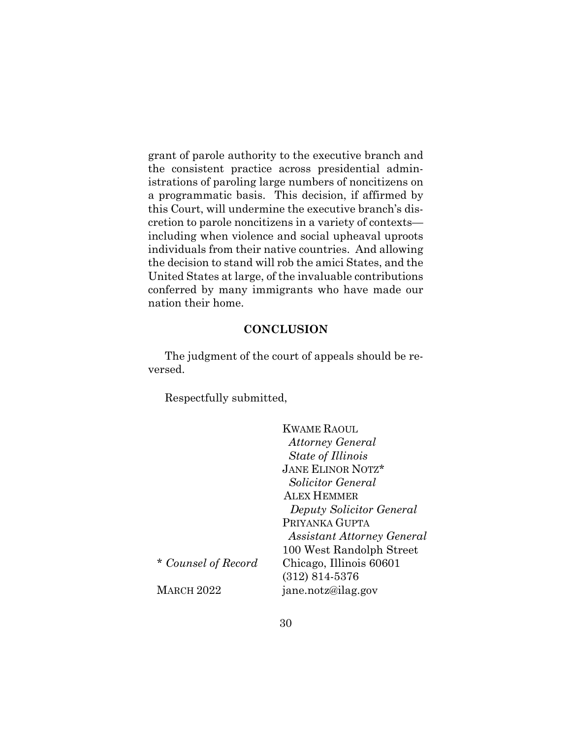grant of parole authority to the executive branch and the consistent practice across presidential administrations of paroling large numbers of noncitizens on a programmatic basis. This decision, if affirmed by this Court, will undermine the executive branch's discretion to parole noncitizens in a variety of contexts—including when violence and social upheaval uproots individuals from their native countries. And allowing the decision to stand will rob the amici States, and the United States at large, of the invaluable contributions conferred by many immigrants who have made our nation their home.

## CONCLUSION

The judgment of the court of appeals should be reversed.

Respectfully submitted,

KWAME RAOUL
*Attorney General*
*State of Illinois*
JANE ELINOR NOTZ*
*Solicitor General*
ALEX HEMMER
*Deputy Solicitor General*
PRIYANKA GUPTA
*Assistant Attorney General*
100 West Randolph Street
Chicago, Illinois 60601
(312) 814-5376
jane.notz@ilag.gov

* *Counsel of Record*

MARCH 2022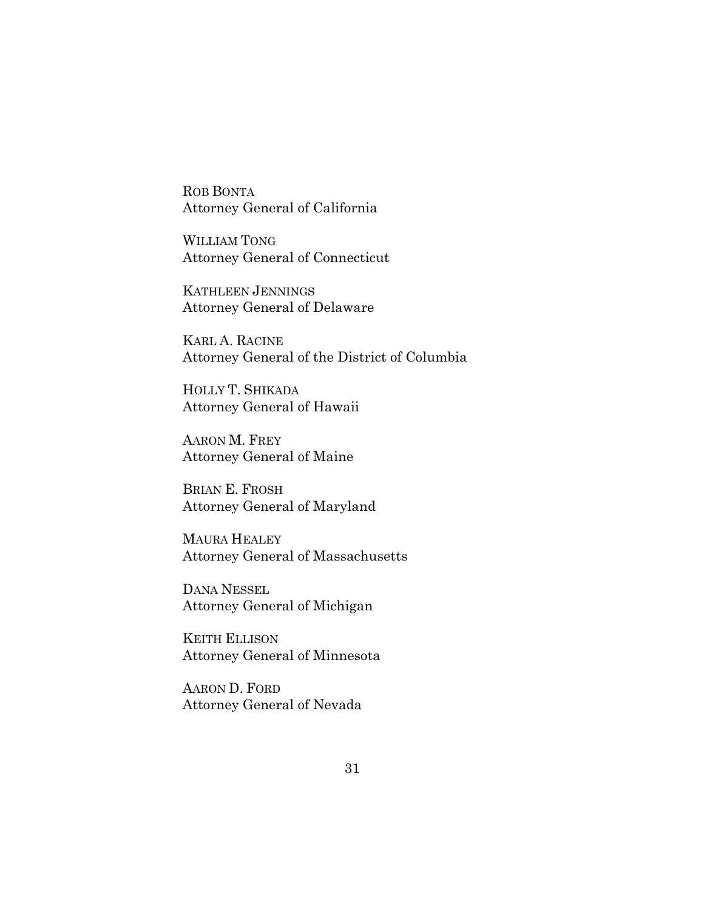ROB BONTA
Attorney General of California

WILLIAM TONG
Attorney General of Connecticut

KATHLEEN JENNINGS
Attorney General of Delaware

KARL A. RACINE
Attorney General of the District of Columbia

HOLLY T. SHIKADA
Attorney General of Hawaii

AARON M. FREY
Attorney General of Maine

BRIAN E. FROSH
Attorney General of Maryland

MAURA HEALEY
Attorney General of Massachusetts

DANA NESSEL
Attorney General of Michigan

KEITH ELLISON
Attorney General of Minnesota

AARON D. FORD
Attorney General of Nevada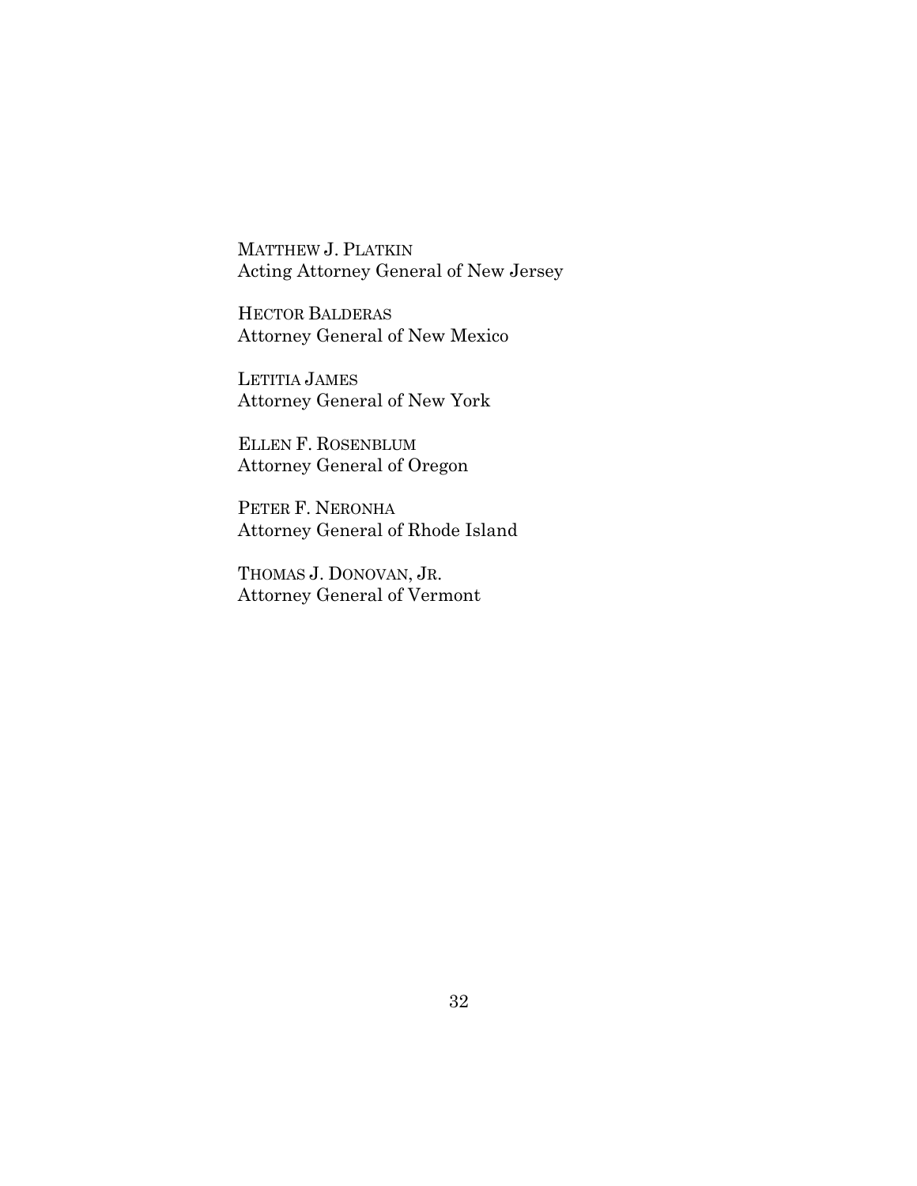MATTHEW J. PLATKIN
Acting Attorney General of New Jersey

HECTOR BALDERAS
Attorney General of New Mexico

LETITIA JAMES
Attorney General of New York

ELLEN F. ROSENBLUM
Attorney General of Oregon

PETER F. NERONHA
Attorney General of Rhode Island

THOMAS J. DONOVAN, JR.
Attorney General of Vermont